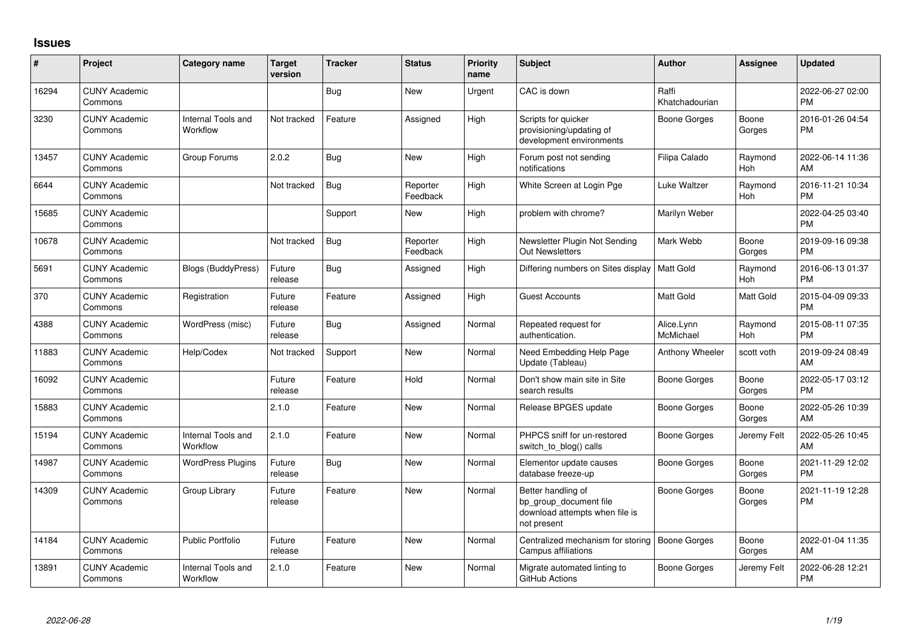# Issues

| # | Project | Category name | Target version | Tracker | Status | Priority name | Subject | Author | Assignee | Updated |
|---|---|---|---|---|---|---|---|---|---|---|
| 16294 | CUNY Academic Commons | | | Bug | New | Urgent | CAC is down | Raffi Khatchadourian | | 2022-06-27 02:00 PM |
| 3230 | CUNY Academic Commons | Internal Tools and Workflow | Not tracked | Feature | Assigned | High | Scripts for quicker provisioning/updating of development environments | Boone Gorges | Boone Gorges | 2016-01-26 04:54 PM |
| 13457 | CUNY Academic Commons | Group Forums | 2.0.2 | Bug | New | High | Forum post not sending notifications | Filipa Calado | Raymond Hoh | 2022-06-14 11:36 AM |
| 6644 | CUNY Academic Commons | | Not tracked | Bug | Reporter Feedback | High | White Screen at Login Pge | Luke Waltzer | Raymond Hoh | 2016-11-21 10:34 PM |
| 15685 | CUNY Academic Commons | | | Support | New | High | problem with chrome? | Marilyn Weber | | 2022-04-25 03:40 PM |
| 10678 | CUNY Academic Commons | | Not tracked | Bug | Reporter Feedback | High | Newsletter Plugin Not Sending Out Newsletters | Mark Webb | Boone Gorges | 2019-09-16 09:38 PM |
| 5691 | CUNY Academic Commons | Blogs (BuddyPress) | Future release | Bug | Assigned | High | Differing numbers on Sites display | Matt Gold | Raymond Hoh | 2016-06-13 01:37 PM |
| 370 | CUNY Academic Commons | Registration | Future release | Feature | Assigned | High | Guest Accounts | Matt Gold | Matt Gold | 2015-04-09 09:33 PM |
| 4388 | CUNY Academic Commons | WordPress (misc) | Future release | Bug | Assigned | Normal | Repeated request for authentication. | Alice.Lynn McMichael | Raymond Hoh | 2015-08-11 07:35 PM |
| 11883 | CUNY Academic Commons | Help/Codex | Not tracked | Support | New | Normal | Need Embedding Help Page Update (Tableau) | Anthony Wheeler | scott voth | 2019-09-24 08:49 AM |
| 16092 | CUNY Academic Commons | | Future release | Feature | Hold | Normal | Don't show main site in Site search results | Boone Gorges | Boone Gorges | 2022-05-17 03:12 PM |
| 15883 | CUNY Academic Commons | | 2.1.0 | Feature | New | Normal | Release BPGES update | Boone Gorges | Boone Gorges | 2022-05-26 10:39 AM |
| 15194 | CUNY Academic Commons | Internal Tools and Workflow | 2.1.0 | Feature | New | Normal | PHPCS sniff for un-restored switch_to_blog() calls | Boone Gorges | Jeremy Felt | 2022-05-26 10:45 AM |
| 14987 | CUNY Academic Commons | WordPress Plugins | Future release | Bug | New | Normal | Elementor update causes database freeze-up | Boone Gorges | Boone Gorges | 2021-11-29 12:02 PM |
| 14309 | CUNY Academic Commons | Group Library | Future release | Feature | New | Normal | Better handling of bp_group_document file download attempts when file is not present | Boone Gorges | Boone Gorges | 2021-11-19 12:28 PM |
| 14184 | CUNY Academic Commons | Public Portfolio | Future release | Feature | New | Normal | Centralized mechanism for storing Campus affiliations | Boone Gorges | Boone Gorges | 2022-01-04 11:35 AM |
| 13891 | CUNY Academic Commons | Internal Tools and Workflow | 2.1.0 | Feature | New | Normal | Migrate automated linting to GitHub Actions | Boone Gorges | Jeremy Felt | 2022-06-28 12:21 PM |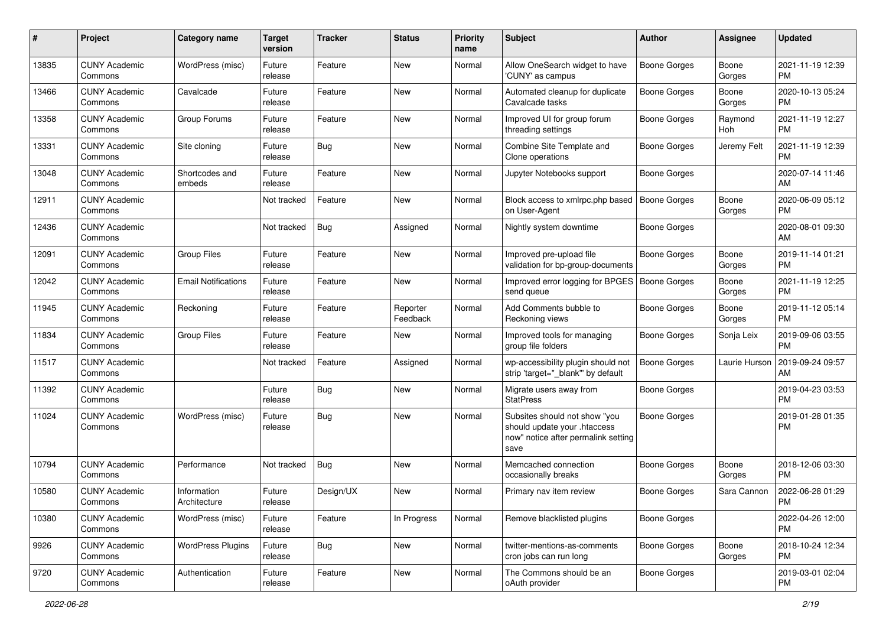| # | Project | Category name | Target version | Tracker | Status | Priority name | Subject | Author | Assignee | Updated |
|---|---|---|---|---|---|---|---|---|---|---|
| 13835 | CUNY Academic Commons | WordPress (misc) | Future release | Feature | New | Normal | Allow OneSearch widget to have 'CUNY' as campus | Boone Gorges | Boone Gorges | 2021-11-19 12:39 PM |
| 13466 | CUNY Academic Commons | Cavalcade | Future release | Feature | New | Normal | Automated cleanup for duplicate Cavalcade tasks | Boone Gorges | Boone Gorges | 2020-10-13 05:24 PM |
| 13358 | CUNY Academic Commons | Group Forums | Future release | Feature | New | Normal | Improved UI for group forum threading settings | Boone Gorges | Raymond Hoh | 2021-11-19 12:27 PM |
| 13331 | CUNY Academic Commons | Site cloning | Future release | Bug | New | Normal | Combine Site Template and Clone operations | Boone Gorges | Jeremy Felt | 2021-11-19 12:39 PM |
| 13048 | CUNY Academic Commons | Shortcodes and embeds | Future release | Feature | New | Normal | Jupyter Notebooks support | Boone Gorges | | 2020-07-14 11:46 AM |
| 12911 | CUNY Academic Commons | | Not tracked | Feature | New | Normal | Block access to xmlrpc.php based on User-Agent | Boone Gorges | Boone Gorges | 2020-06-09 05:12 PM |
| 12436 | CUNY Academic Commons | | Not tracked | Bug | Assigned | Normal | Nightly system downtime | Boone Gorges | | 2020-08-01 09:30 AM |
| 12091 | CUNY Academic Commons | Group Files | Future release | Feature | New | Normal | Improved pre-upload file validation for bp-group-documents | Boone Gorges | Boone Gorges | 2019-11-14 01:21 PM |
| 12042 | CUNY Academic Commons | Email Notifications | Future release | Feature | New | Normal | Improved error logging for BPGES send queue | Boone Gorges | Boone Gorges | 2021-11-19 12:25 PM |
| 11945 | CUNY Academic Commons | Reckoning | Future release | Feature | Reporter Feedback | Normal | Add Comments bubble to Reckoning views | Boone Gorges | Boone Gorges | 2019-11-12 05:14 PM |
| 11834 | CUNY Academic Commons | Group Files | Future release | Feature | New | Normal | Improved tools for managing group file folders | Boone Gorges | Sonja Leix | 2019-09-06 03:55 PM |
| 11517 | CUNY Academic Commons | | Not tracked | Feature | Assigned | Normal | wp-accessibility plugin should not strip 'target="_blank"' by default | Boone Gorges | Laurie Hurson | 2019-09-24 09:57 AM |
| 11392 | CUNY Academic Commons | | Future release | Bug | New | Normal | Migrate users away from StatPress | Boone Gorges | | 2019-04-23 03:53 PM |
| 11024 | CUNY Academic Commons | WordPress (misc) | Future release | Bug | New | Normal | Subsites should not show "you should update your .htaccess now" notice after permalink setting save | Boone Gorges | | 2019-01-28 01:35 PM |
| 10794 | CUNY Academic Commons | Performance | Not tracked | Bug | New | Normal | Memcached connection occasionally breaks | Boone Gorges | Boone Gorges | 2018-12-06 03:30 PM |
| 10580 | CUNY Academic Commons | Information Architecture | Future release | Design/UX | New | Normal | Primary nav item review | Boone Gorges | Sara Cannon | 2022-06-28 01:29 PM |
| 10380 | CUNY Academic Commons | WordPress (misc) | Future release | Feature | In Progress | Normal | Remove blacklisted plugins | Boone Gorges | | 2022-04-26 12:00 PM |
| 9926 | CUNY Academic Commons | WordPress Plugins | Future release | Bug | New | Normal | twitter-mentions-as-comments cron jobs can run long | Boone Gorges | Boone Gorges | 2018-10-24 12:34 PM |
| 9720 | CUNY Academic Commons | Authentication | Future release | Feature | New | Normal | The Commons should be an oAuth provider | Boone Gorges | | 2019-03-01 02:04 PM |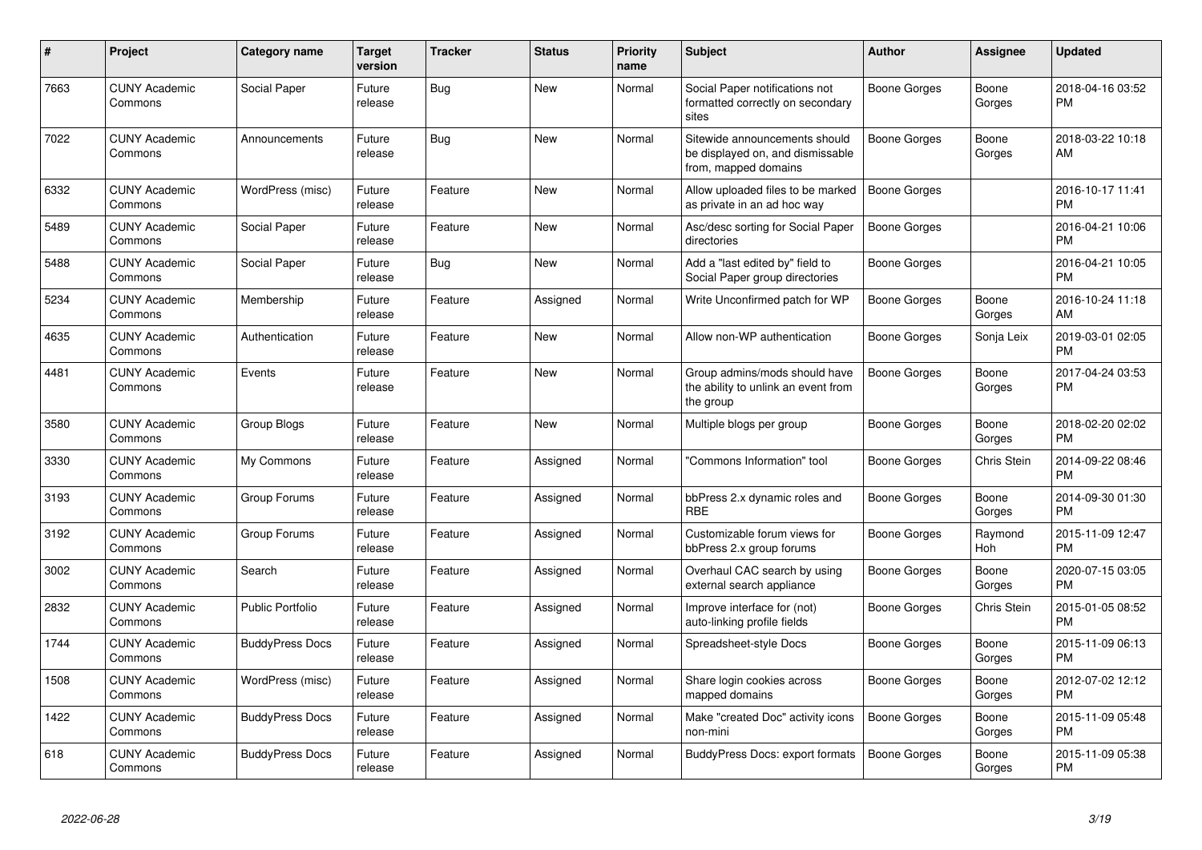| # | Project | Category name | Target version | Tracker | Status | Priority name | Subject | Author | Assignee | Updated |
|---|---|---|---|---|---|---|---|---|---|---|
| 7663 | CUNY Academic Commons | Social Paper | Future release | Bug | New | Normal | Social Paper notifications not formatted correctly on secondary sites | Boone Gorges | Boone Gorges | 2018-04-16 03:52 PM |
| 7022 | CUNY Academic Commons | Announcements | Future release | Bug | New | Normal | Sitewide announcements should be displayed on, and dismissable from, mapped domains | Boone Gorges | Boone Gorges | 2018-03-22 10:18 AM |
| 6332 | CUNY Academic Commons | WordPress (misc) | Future release | Feature | New | Normal | Allow uploaded files to be marked as private in an ad hoc way | Boone Gorges | | 2016-10-17 11:41 PM |
| 5489 | CUNY Academic Commons | Social Paper | Future release | Feature | New | Normal | Asc/desc sorting for Social Paper directories | Boone Gorges | | 2016-04-21 10:06 PM |
| 5488 | CUNY Academic Commons | Social Paper | Future release | Bug | New | Normal | Add a "last edited by" field to Social Paper group directories | Boone Gorges | | 2016-04-21 10:05 PM |
| 5234 | CUNY Academic Commons | Membership | Future release | Feature | Assigned | Normal | Write Unconfirmed patch for WP | Boone Gorges | Boone Gorges | 2016-10-24 11:18 AM |
| 4635 | CUNY Academic Commons | Authentication | Future release | Feature | New | Normal | Allow non-WP authentication | Boone Gorges | Sonja Leix | 2019-03-01 02:05 PM |
| 4481 | CUNY Academic Commons | Events | Future release | Feature | New | Normal | Group admins/mods should have the ability to unlink an event from the group | Boone Gorges | Boone Gorges | 2017-04-24 03:53 PM |
| 3580 | CUNY Academic Commons | Group Blogs | Future release | Feature | New | Normal | Multiple blogs per group | Boone Gorges | Boone Gorges | 2018-02-20 02:02 PM |
| 3330 | CUNY Academic Commons | My Commons | Future release | Feature | Assigned | Normal | "Commons Information" tool | Boone Gorges | Chris Stein | 2014-09-22 08:46 PM |
| 3193 | CUNY Academic Commons | Group Forums | Future release | Feature | Assigned | Normal | bbPress 2.x dynamic roles and RBE | Boone Gorges | Boone Gorges | 2014-09-30 01:30 PM |
| 3192 | CUNY Academic Commons | Group Forums | Future release | Feature | Assigned | Normal | Customizable forum views for bbPress 2.x group forums | Boone Gorges | Raymond Hoh | 2015-11-09 12:47 PM |
| 3002 | CUNY Academic Commons | Search | Future release | Feature | Assigned | Normal | Overhaul CAC search by using external search appliance | Boone Gorges | Boone Gorges | 2020-07-15 03:05 PM |
| 2832 | CUNY Academic Commons | Public Portfolio | Future release | Feature | Assigned | Normal | Improve interface for (not) auto-linking profile fields | Boone Gorges | Chris Stein | 2015-01-05 08:52 PM |
| 1744 | CUNY Academic Commons | BuddyPress Docs | Future release | Feature | Assigned | Normal | Spreadsheet-style Docs | Boone Gorges | Boone Gorges | 2015-11-09 06:13 PM |
| 1508 | CUNY Academic Commons | WordPress (misc) | Future release | Feature | Assigned | Normal | Share login cookies across mapped domains | Boone Gorges | Boone Gorges | 2012-07-02 12:12 PM |
| 1422 | CUNY Academic Commons | BuddyPress Docs | Future release | Feature | Assigned | Normal | Make "created Doc" activity icons non-mini | Boone Gorges | Boone Gorges | 2015-11-09 05:48 PM |
| 618 | CUNY Academic Commons | BuddyPress Docs | Future release | Feature | Assigned | Normal | BuddyPress Docs: export formats | Boone Gorges | Boone Gorges | 2015-11-09 05:38 PM |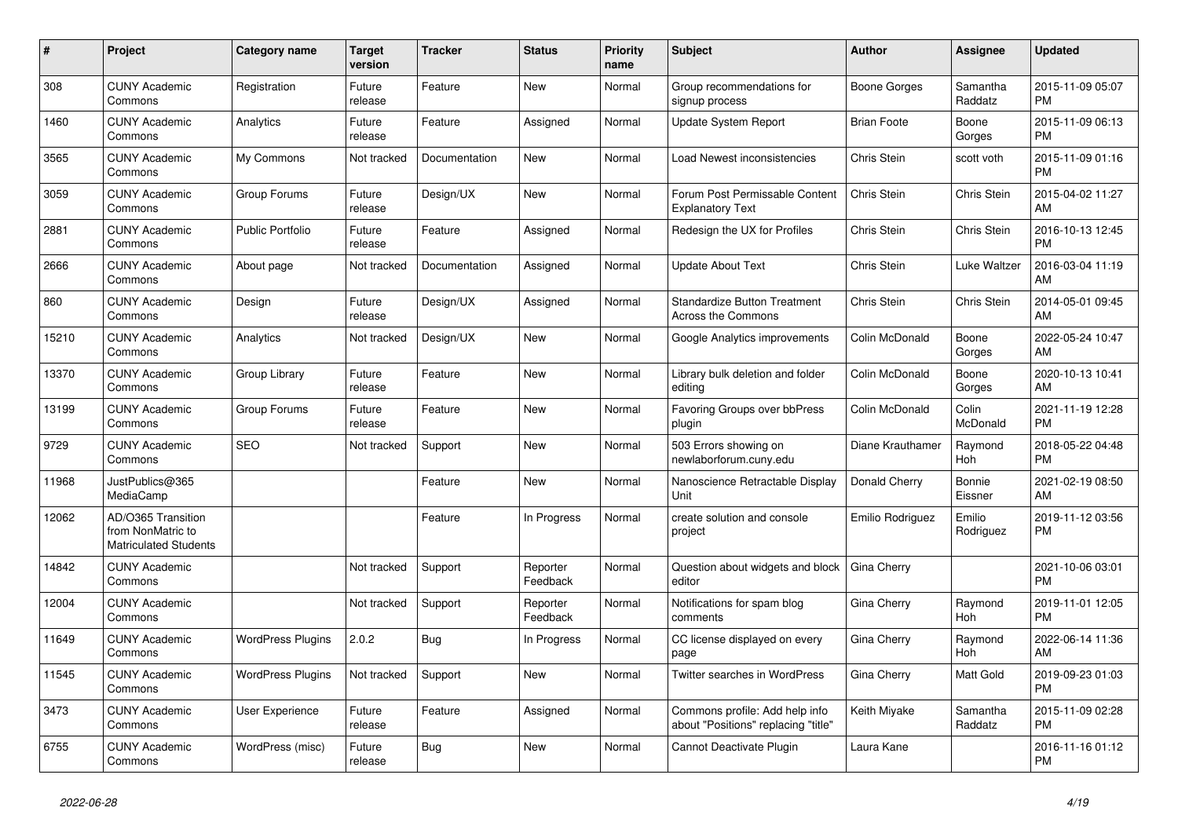| # | Project | Category name | Target version | Tracker | Status | Priority name | Subject | Author | Assignee | Updated |
|---|---|---|---|---|---|---|---|---|---|---|
| 308 | CUNY Academic Commons | Registration | Future release | Feature | New | Normal | Group recommendations for signup process | Boone Gorges | Samantha Raddatz | 2015-11-09 05:07 PM |
| 1460 | CUNY Academic Commons | Analytics | Future release | Feature | Assigned | Normal | Update System Report | Brian Foote | Boone Gorges | 2015-11-09 06:13 PM |
| 3565 | CUNY Academic Commons | My Commons | Not tracked | Documentation | New | Normal | Load Newest inconsistencies | Chris Stein | scott voth | 2015-11-09 01:16 PM |
| 3059 | CUNY Academic Commons | Group Forums | Future release | Design/UX | New | Normal | Forum Post Permissable Content Explanatory Text | Chris Stein | Chris Stein | 2015-04-02 11:27 AM |
| 2881 | CUNY Academic Commons | Public Portfolio | Future release | Feature | Assigned | Normal | Redesign the UX for Profiles | Chris Stein | Chris Stein | 2016-10-13 12:45 PM |
| 2666 | CUNY Academic Commons | About page | Not tracked | Documentation | Assigned | Normal | Update About Text | Chris Stein | Luke Waltzer | 2016-03-04 11:19 AM |
| 860 | CUNY Academic Commons | Design | Future release | Design/UX | Assigned | Normal | Standardize Button Treatment Across the Commons | Chris Stein | Chris Stein | 2014-05-01 09:45 AM |
| 15210 | CUNY Academic Commons | Analytics | Not tracked | Design/UX | New | Normal | Google Analytics improvements | Colin McDonald | Boone Gorges | 2022-05-24 10:47 AM |
| 13370 | CUNY Academic Commons | Group Library | Future release | Feature | New | Normal | Library bulk deletion and folder editing | Colin McDonald | Boone Gorges | 2020-10-13 10:41 AM |
| 13199 | CUNY Academic Commons | Group Forums | Future release | Feature | New | Normal | Favoring Groups over bbPress plugin | Colin McDonald | Colin McDonald | 2021-11-19 12:28 PM |
| 9729 | CUNY Academic Commons | SEO | Not tracked | Support | New | Normal | 503 Errors showing on newlaborforum.cuny.edu | Diane Krauthamer | Raymond Hoh | 2018-05-22 04:48 PM |
| 11968 | JustPublics@365 MediaCamp | | | Feature | New | Normal | Nanoscience Retractable Display Unit | Donald Cherry | Bonnie Eissner | 2021-02-19 08:50 AM |
| 12062 | AD/O365 Transition from NonMatric to Matriculated Students | | | Feature | In Progress | Normal | create solution and console project | Emilio Rodriguez | Emilio Rodriguez | 2019-11-12 03:56 PM |
| 14842 | CUNY Academic Commons | | Not tracked | Support | Reporter Feedback | Normal | Question about widgets and block editor | Gina Cherry | | 2021-10-06 03:01 PM |
| 12004 | CUNY Academic Commons | | Not tracked | Support | Reporter Feedback | Normal | Notifications for spam blog comments | Gina Cherry | Raymond Hoh | 2019-11-01 12:05 PM |
| 11649 | CUNY Academic Commons | WordPress Plugins | 2.0.2 | Bug | In Progress | Normal | CC license displayed on every page | Gina Cherry | Raymond Hoh | 2022-06-14 11:36 AM |
| 11545 | CUNY Academic Commons | WordPress Plugins | Not tracked | Support | New | Normal | Twitter searches in WordPress | Gina Cherry | Matt Gold | 2019-09-23 01:03 PM |
| 3473 | CUNY Academic Commons | User Experience | Future release | Feature | Assigned | Normal | Commons profile: Add help info about "Positions" replacing "title" | Keith Miyake | Samantha Raddatz | 2015-11-09 02:28 PM |
| 6755 | CUNY Academic Commons | WordPress (misc) | Future release | Bug | New | Normal | Cannot Deactivate Plugin | Laura Kane | | 2016-11-16 01:12 PM |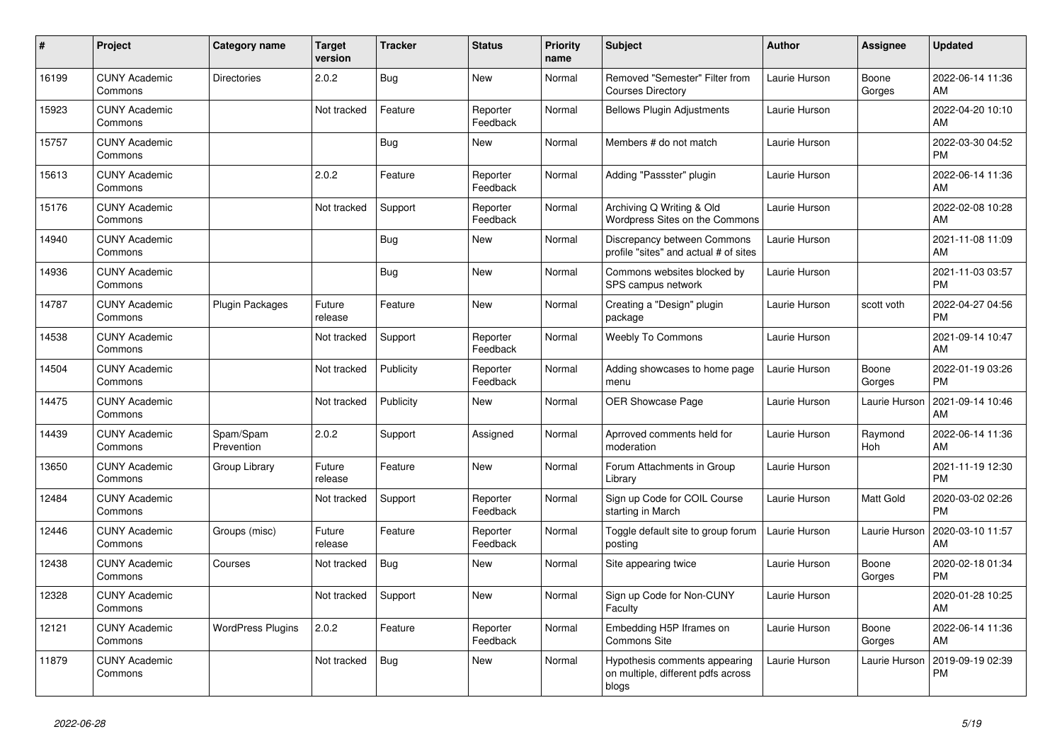| # | Project | Category name | Target version | Tracker | Status | Priority name | Subject | Author | Assignee | Updated |
|---|---|---|---|---|---|---|---|---|---|---|
| 16199 | CUNY Academic Commons | Directories | 2.0.2 | Bug | New | Normal | Removed "Semester" Filter from Courses Directory | Laurie Hurson | Boone Gorges | 2022-06-14 11:36 AM |
| 15923 | CUNY Academic Commons | | Not tracked | Feature | Reporter Feedback | Normal | Bellows Plugin Adjustments | Laurie Hurson | | 2022-04-20 10:10 AM |
| 15757 | CUNY Academic Commons | | | Bug | New | Normal | Members # do not match | Laurie Hurson | | 2022-03-30 04:52 PM |
| 15613 | CUNY Academic Commons | | 2.0.2 | Feature | Reporter Feedback | Normal | Adding "Passster" plugin | Laurie Hurson | | 2022-06-14 11:36 AM |
| 15176 | CUNY Academic Commons | | Not tracked | Support | Reporter Feedback | Normal | Archiving Q Writing & Old Wordpress Sites on the Commons | Laurie Hurson | | 2022-02-08 10:28 AM |
| 14940 | CUNY Academic Commons | | | Bug | New | Normal | Discrepancy between Commons profile "sites" and actual # of sites | Laurie Hurson | | 2021-11-08 11:09 AM |
| 14936 | CUNY Academic Commons | | | Bug | New | Normal | Commons websites blocked by SPS campus network | Laurie Hurson | | 2021-11-03 03:57 PM |
| 14787 | CUNY Academic Commons | Plugin Packages | Future release | Feature | New | Normal | Creating a "Design" plugin package | Laurie Hurson | scott voth | 2022-04-27 04:56 PM |
| 14538 | CUNY Academic Commons | | Not tracked | Support | Reporter Feedback | Normal | Weebly To Commons | Laurie Hurson | | 2021-09-14 10:47 AM |
| 14504 | CUNY Academic Commons | | Not tracked | Publicity | Reporter Feedback | Normal | Adding showcases to home page menu | Laurie Hurson | Boone Gorges | 2022-01-19 03:26 PM |
| 14475 | CUNY Academic Commons | | Not tracked | Publicity | New | Normal | OER Showcase Page | Laurie Hurson | Laurie Hurson | 2021-09-14 10:46 AM |
| 14439 | CUNY Academic Commons | Spam/Spam Prevention | 2.0.2 | Support | Assigned | Normal | Aprroved comments held for moderation | Laurie Hurson | Raymond Hoh | 2022-06-14 11:36 AM |
| 13650 | CUNY Academic Commons | Group Library | Future release | Feature | New | Normal | Forum Attachments in Group Library | Laurie Hurson | | 2021-11-19 12:30 PM |
| 12484 | CUNY Academic Commons | | Not tracked | Support | Reporter Feedback | Normal | Sign up Code for COIL Course starting in March | Laurie Hurson | Matt Gold | 2020-03-02 02:26 PM |
| 12446 | CUNY Academic Commons | Groups (misc) | Future release | Feature | Reporter Feedback | Normal | Toggle default site to group forum posting | Laurie Hurson | Laurie Hurson | 2020-03-10 11:57 AM |
| 12438 | CUNY Academic Commons | Courses | Not tracked | Bug | New | Normal | Site appearing twice | Laurie Hurson | Boone Gorges | 2020-02-18 01:34 PM |
| 12328 | CUNY Academic Commons | | Not tracked | Support | New | Normal | Sign up Code for Non-CUNY Faculty | Laurie Hurson | | 2020-01-28 10:25 AM |
| 12121 | CUNY Academic Commons | WordPress Plugins | 2.0.2 | Feature | Reporter Feedback | Normal | Embedding H5P Iframes on Commons Site | Laurie Hurson | Boone Gorges | 2022-06-14 11:36 AM |
| 11879 | CUNY Academic Commons | | Not tracked | Bug | New | Normal | Hypothesis comments appearing on multiple, different pdfs across blogs | Laurie Hurson | Laurie Hurson | 2019-09-19 02:39 PM |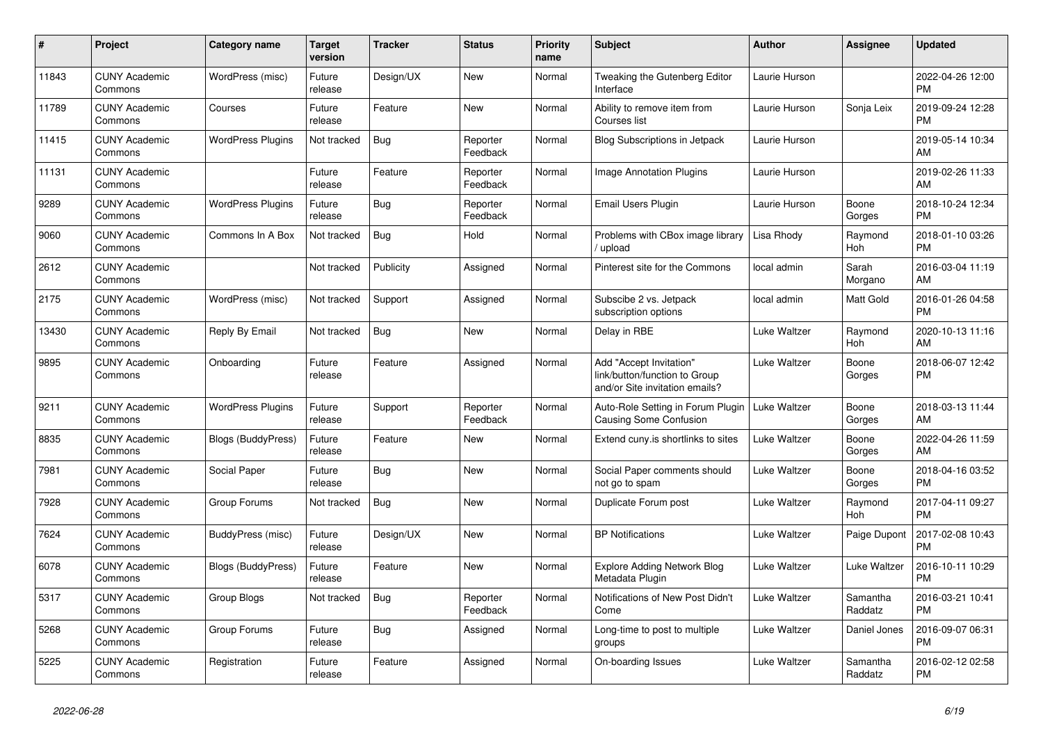| # | Project | Category name | Target version | Tracker | Status | Priority name | Subject | Author | Assignee | Updated |
|---|---|---|---|---|---|---|---|---|---|---|
| 11843 | CUNY Academic Commons | WordPress (misc) | Future release | Design/UX | New | Normal | Tweaking the Gutenberg Editor Interface | Laurie Hurson | | 2022-04-26 12:00 PM |
| 11789 | CUNY Academic Commons | Courses | Future release | Feature | New | Normal | Ability to remove item from Courses list | Laurie Hurson | Sonja Leix | 2019-09-24 12:28 PM |
| 11415 | CUNY Academic Commons | WordPress Plugins | Not tracked | Bug | Reporter Feedback | Normal | Blog Subscriptions in Jetpack | Laurie Hurson | | 2019-05-14 10:34 AM |
| 11131 | CUNY Academic Commons | | Future release | Feature | Reporter Feedback | Normal | Image Annotation Plugins | Laurie Hurson | | 2019-02-26 11:33 AM |
| 9289 | CUNY Academic Commons | WordPress Plugins | Future release | Bug | Reporter Feedback | Normal | Email Users Plugin | Laurie Hurson | Boone Gorges | 2018-10-24 12:34 PM |
| 9060 | CUNY Academic Commons | Commons In A Box | Not tracked | Bug | Hold | Normal | Problems with CBox image library / upload | Lisa Rhody | Raymond Hoh | 2018-01-10 03:26 PM |
| 2612 | CUNY Academic Commons | | Not tracked | Publicity | Assigned | Normal | Pinterest site for the Commons | local admin | Sarah Morgano | 2016-03-04 11:19 AM |
| 2175 | CUNY Academic Commons | WordPress (misc) | Not tracked | Support | Assigned | Normal | Subscibe 2 vs. Jetpack subscription options | local admin | Matt Gold | 2016-01-26 04:58 PM |
| 13430 | CUNY Academic Commons | Reply By Email | Not tracked | Bug | New | Normal | Delay in RBE | Luke Waltzer | Raymond Hoh | 2020-10-13 11:16 AM |
| 9895 | CUNY Academic Commons | Onboarding | Future release | Feature | Assigned | Normal | Add "Accept Invitation" link/button/function to Group and/or Site invitation emails? | Luke Waltzer | Boone Gorges | 2018-06-07 12:42 PM |
| 9211 | CUNY Academic Commons | WordPress Plugins | Future release | Support | Reporter Feedback | Normal | Auto-Role Setting in Forum Plugin Causing Some Confusion | Luke Waltzer | Boone Gorges | 2018-03-13 11:44 AM |
| 8835 | CUNY Academic Commons | Blogs (BuddyPress) | Future release | Feature | New | Normal | Extend cuny.is shortlinks to sites | Luke Waltzer | Boone Gorges | 2022-04-26 11:59 AM |
| 7981 | CUNY Academic Commons | Social Paper | Future release | Bug | New | Normal | Social Paper comments should not go to spam | Luke Waltzer | Boone Gorges | 2018-04-16 03:52 PM |
| 7928 | CUNY Academic Commons | Group Forums | Not tracked | Bug | New | Normal | Duplicate Forum post | Luke Waltzer | Raymond Hoh | 2017-04-11 09:27 PM |
| 7624 | CUNY Academic Commons | BuddyPress (misc) | Future release | Design/UX | New | Normal | BP Notifications | Luke Waltzer | Paige Dupont | 2017-02-08 10:43 PM |
| 6078 | CUNY Academic Commons | Blogs (BuddyPress) | Future release | Feature | New | Normal | Explore Adding Network Blog Metadata Plugin | Luke Waltzer | Luke Waltzer | 2016-10-11 10:29 PM |
| 5317 | CUNY Academic Commons | Group Blogs | Not tracked | Bug | Reporter Feedback | Normal | Notifications of New Post Didn't Come | Luke Waltzer | Samantha Raddatz | 2016-03-21 10:41 PM |
| 5268 | CUNY Academic Commons | Group Forums | Future release | Bug | Assigned | Normal | Long-time to post to multiple groups | Luke Waltzer | Daniel Jones | 2016-09-07 06:31 PM |
| 5225 | CUNY Academic Commons | Registration | Future release | Feature | Assigned | Normal | On-boarding Issues | Luke Waltzer | Samantha Raddatz | 2016-02-12 02:58 PM |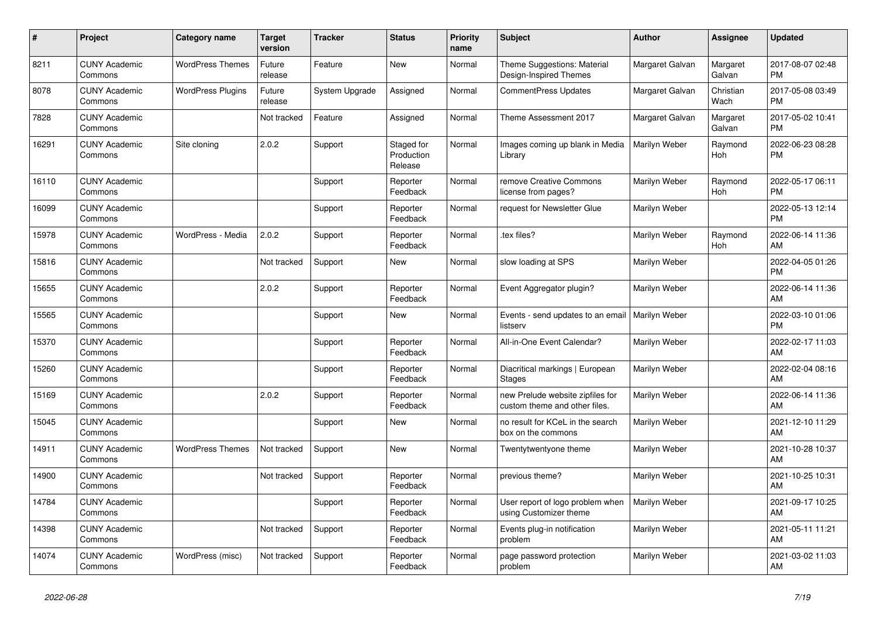| # | Project | Category name | Target version | Tracker | Status | Priority name | Subject | Author | Assignee | Updated |
|---|---|---|---|---|---|---|---|---|---|---|
| 8211 | CUNY Academic Commons | WordPress Themes | Future release | Feature | New | Normal | Theme Suggestions: Material Design-Inspired Themes | Margaret Galvan | Margaret Galvan | 2017-08-07 02:48 PM |
| 8078 | CUNY Academic Commons | WordPress Plugins | Future release | System Upgrade | Assigned | Normal | CommentPress Updates | Margaret Galvan | Christian Wach | 2017-05-08 03:49 PM |
| 7828 | CUNY Academic Commons | | Not tracked | Feature | Assigned | Normal | Theme Assessment 2017 | Margaret Galvan | Margaret Galvan | 2017-05-02 10:41 PM |
| 16291 | CUNY Academic Commons | Site cloning | 2.0.2 | Support | Staged for Production Release | Normal | Images coming up blank in Media Library | Marilyn Weber | Raymond Hoh | 2022-06-23 08:28 PM |
| 16110 | CUNY Academic Commons | | | Support | Reporter Feedback | Normal | remove Creative Commons license from pages? | Marilyn Weber | Raymond Hoh | 2022-05-17 06:11 PM |
| 16099 | CUNY Academic Commons | | | Support | Reporter Feedback | Normal | request for Newsletter Glue | Marilyn Weber | | 2022-05-13 12:14 PM |
| 15978 | CUNY Academic Commons | WordPress - Media | 2.0.2 | Support | Reporter Feedback | Normal | .tex files? | Marilyn Weber | Raymond Hoh | 2022-06-14 11:36 AM |
| 15816 | CUNY Academic Commons | | Not tracked | Support | New | Normal | slow loading at SPS | Marilyn Weber | | 2022-04-05 01:26 PM |
| 15655 | CUNY Academic Commons | | 2.0.2 | Support | Reporter Feedback | Normal | Event Aggregator plugin? | Marilyn Weber | | 2022-06-14 11:36 AM |
| 15565 | CUNY Academic Commons | | | Support | New | Normal | Events - send updates to an email listserv | Marilyn Weber | | 2022-03-10 01:06 PM |
| 15370 | CUNY Academic Commons | | | Support | Reporter Feedback | Normal | All-in-One Event Calendar? | Marilyn Weber | | 2022-02-17 11:03 AM |
| 15260 | CUNY Academic Commons | | | Support | Reporter Feedback | Normal | Diacritical markings \| European Stages | Marilyn Weber | | 2022-02-04 08:16 AM |
| 15169 | CUNY Academic Commons | | 2.0.2 | Support | Reporter Feedback | Normal | new Prelude website zipfiles for custom theme and other files. | Marilyn Weber | | 2022-06-14 11:36 AM |
| 15045 | CUNY Academic Commons | | | Support | New | Normal | no result for KCeL in the search box on the commons | Marilyn Weber | | 2021-12-10 11:29 AM |
| 14911 | CUNY Academic Commons | WordPress Themes | Not tracked | Support | New | Normal | Twentytwentyone theme | Marilyn Weber | | 2021-10-28 10:37 AM |
| 14900 | CUNY Academic Commons | | Not tracked | Support | Reporter Feedback | Normal | previous theme? | Marilyn Weber | | 2021-10-25 10:31 AM |
| 14784 | CUNY Academic Commons | | | Support | Reporter Feedback | Normal | User report of logo problem when using Customizer theme | Marilyn Weber | | 2021-09-17 10:25 AM |
| 14398 | CUNY Academic Commons | | Not tracked | Support | Reporter Feedback | Normal | Events plug-in notification problem | Marilyn Weber | | 2021-05-11 11:21 AM |
| 14074 | CUNY Academic Commons | WordPress (misc) | Not tracked | Support | Reporter Feedback | Normal | page password protection problem | Marilyn Weber | | 2021-03-02 11:03 AM |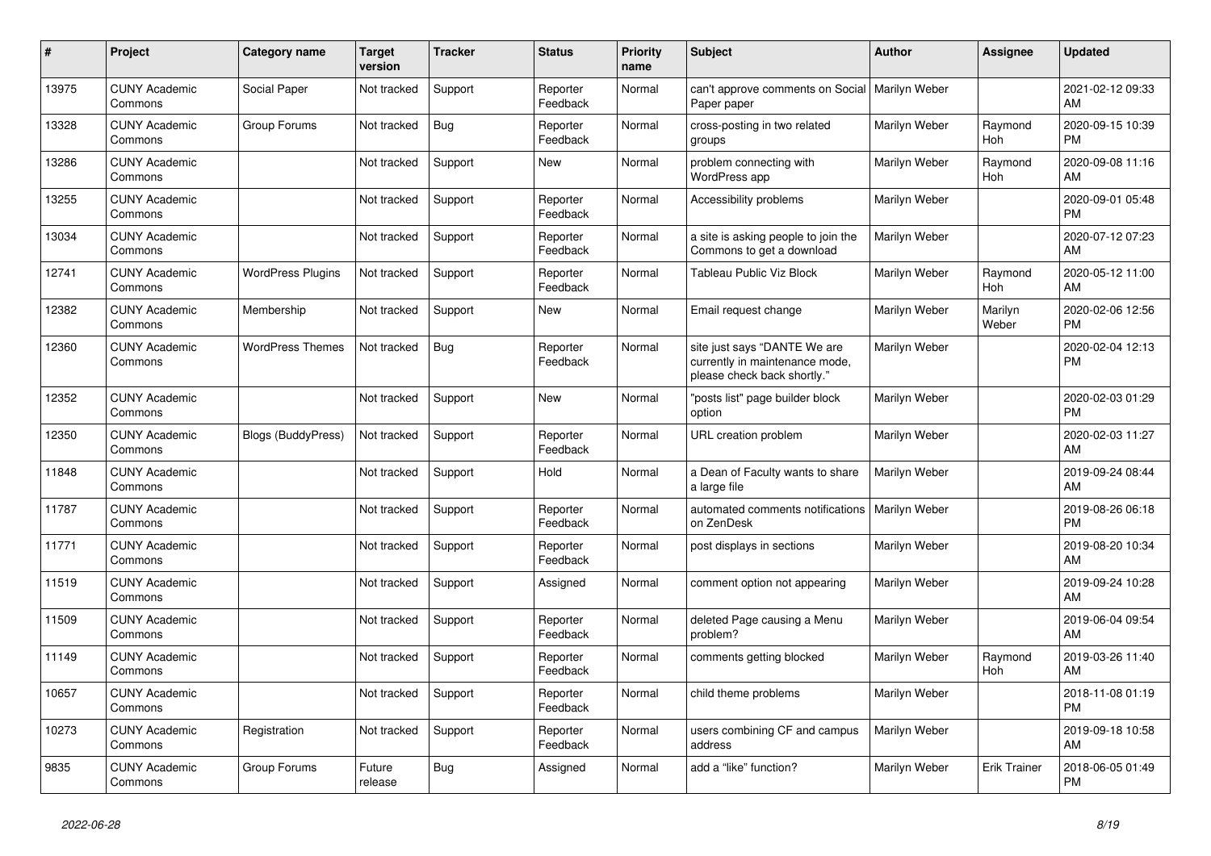| # | Project | Category name | Target version | Tracker | Status | Priority name | Subject | Author | Assignee | Updated |
|---|---|---|---|---|---|---|---|---|---|---|
| 13975 | CUNY Academic Commons | Social Paper | Not tracked | Support | Reporter Feedback | Normal | can't approve comments on Social Paper paper | Marilyn Weber | | 2021-02-12 09:33 AM |
| 13328 | CUNY Academic Commons | Group Forums | Not tracked | Bug | Reporter Feedback | Normal | cross-posting in two related groups | Marilyn Weber | Raymond Hoh | 2020-09-15 10:39 PM |
| 13286 | CUNY Academic Commons | | Not tracked | Support | New | Normal | problem connecting with WordPress app | Marilyn Weber | Raymond Hoh | 2020-09-08 11:16 AM |
| 13255 | CUNY Academic Commons | | Not tracked | Support | Reporter Feedback | Normal | Accessibility problems | Marilyn Weber | | 2020-09-01 05:48 PM |
| 13034 | CUNY Academic Commons | | Not tracked | Support | Reporter Feedback | Normal | a site is asking people to join the Commons to get a download | Marilyn Weber | | 2020-07-12 07:23 AM |
| 12741 | CUNY Academic Commons | WordPress Plugins | Not tracked | Support | Reporter Feedback | Normal | Tableau Public Viz Block | Marilyn Weber | Raymond Hoh | 2020-05-12 11:00 AM |
| 12382 | CUNY Academic Commons | Membership | Not tracked | Support | New | Normal | Email request change | Marilyn Weber | Marilyn Weber | 2020-02-06 12:56 PM |
| 12360 | CUNY Academic Commons | WordPress Themes | Not tracked | Bug | Reporter Feedback | Normal | site just says "DANTE We are currently in maintenance mode, please check back shortly." | Marilyn Weber | | 2020-02-04 12:13 PM |
| 12352 | CUNY Academic Commons | | Not tracked | Support | New | Normal | "posts list" page builder block option | Marilyn Weber | | 2020-02-03 01:29 PM |
| 12350 | CUNY Academic Commons | Blogs (BuddyPress) | Not tracked | Support | Reporter Feedback | Normal | URL creation problem | Marilyn Weber | | 2020-02-03 11:27 AM |
| 11848 | CUNY Academic Commons | | Not tracked | Support | Hold | Normal | a Dean of Faculty wants to share a large file | Marilyn Weber | | 2019-09-24 08:44 AM |
| 11787 | CUNY Academic Commons | | Not tracked | Support | Reporter Feedback | Normal | automated comments notifications on ZenDesk | Marilyn Weber | | 2019-08-26 06:18 PM |
| 11771 | CUNY Academic Commons | | Not tracked | Support | Reporter Feedback | Normal | post displays in sections | Marilyn Weber | | 2019-08-20 10:34 AM |
| 11519 | CUNY Academic Commons | | Not tracked | Support | Assigned | Normal | comment option not appearing | Marilyn Weber | | 2019-09-24 10:28 AM |
| 11509 | CUNY Academic Commons | | Not tracked | Support | Reporter Feedback | Normal | deleted Page causing a Menu problem? | Marilyn Weber | | 2019-06-04 09:54 AM |
| 11149 | CUNY Academic Commons | | Not tracked | Support | Reporter Feedback | Normal | comments getting blocked | Marilyn Weber | Raymond Hoh | 2019-03-26 11:40 AM |
| 10657 | CUNY Academic Commons | | Not tracked | Support | Reporter Feedback | Normal | child theme problems | Marilyn Weber | | 2018-11-08 01:19 PM |
| 10273 | CUNY Academic Commons | Registration | Not tracked | Support | Reporter Feedback | Normal | users combining CF and campus address | Marilyn Weber | | 2019-09-18 10:58 AM |
| 9835 | CUNY Academic Commons | Group Forums | Future release | Bug | Assigned | Normal | add a "like" function? | Marilyn Weber | Erik Trainer | 2018-06-05 01:49 PM |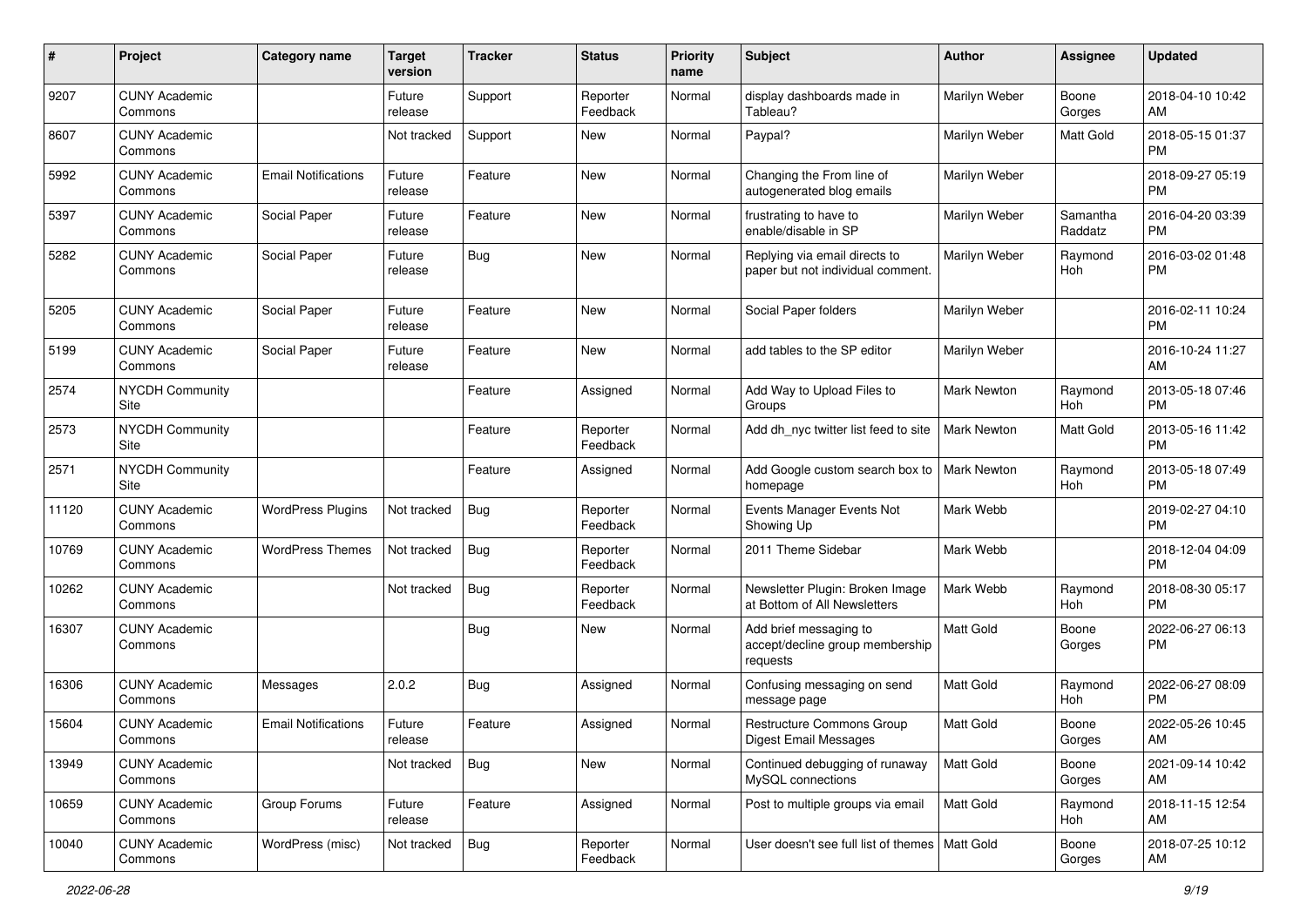| # | Project | Category name | Target version | Tracker | Status | Priority name | Subject | Author | Assignee | Updated |
|---|---|---|---|---|---|---|---|---|---|---|
| 9207 | CUNY Academic Commons | | Future release | Support | Reporter Feedback | Normal | display dashboards made in Tableau? | Marilyn Weber | Boone Gorges | 2018-04-10 10:42 AM |
| 8607 | CUNY Academic Commons | | Not tracked | Support | New | Normal | Paypal? | Marilyn Weber | Matt Gold | 2018-05-15 01:37 PM |
| 5992 | CUNY Academic Commons | Email Notifications | Future release | Feature | New | Normal | Changing the From line of autogenerated blog emails | Marilyn Weber | | 2018-09-27 05:19 PM |
| 5397 | CUNY Academic Commons | Social Paper | Future release | Feature | New | Normal | frustrating to have to enable/disable in SP | Marilyn Weber | Samantha Raddatz | 2016-04-20 03:39 PM |
| 5282 | CUNY Academic Commons | Social Paper | Future release | Bug | New | Normal | Replying via email directs to paper but not individual comment. | Marilyn Weber | Raymond Hoh | 2016-03-02 01:48 PM |
| 5205 | CUNY Academic Commons | Social Paper | Future release | Feature | New | Normal | Social Paper folders | Marilyn Weber | | 2016-02-11 10:24 PM |
| 5199 | CUNY Academic Commons | Social Paper | Future release | Feature | New | Normal | add tables to the SP editor | Marilyn Weber | | 2016-10-24 11:27 AM |
| 2574 | NYCDH Community Site | | | Feature | Assigned | Normal | Add Way to Upload Files to Groups | Mark Newton | Raymond Hoh | 2013-05-18 07:46 PM |
| 2573 | NYCDH Community Site | | | Feature | Reporter Feedback | Normal | Add dh_nyc twitter list feed to site | Mark Newton | Matt Gold | 2013-05-16 11:42 PM |
| 2571 | NYCDH Community Site | | | Feature | Assigned | Normal | Add Google custom search box to homepage | Mark Newton | Raymond Hoh | 2013-05-18 07:49 PM |
| 11120 | CUNY Academic Commons | WordPress Plugins | Not tracked | Bug | Reporter Feedback | Normal | Events Manager Events Not Showing Up | Mark Webb | | 2019-02-27 04:10 PM |
| 10769 | CUNY Academic Commons | WordPress Themes | Not tracked | Bug | Reporter Feedback | Normal | 2011 Theme Sidebar | Mark Webb | | 2018-12-04 04:09 PM |
| 10262 | CUNY Academic Commons | | Not tracked | Bug | Reporter Feedback | Normal | Newsletter Plugin: Broken Image at Bottom of All Newsletters | Mark Webb | Raymond Hoh | 2018-08-30 05:17 PM |
| 16307 | CUNY Academic Commons | | | Bug | New | Normal | Add brief messaging to accept/decline group membership requests | Matt Gold | Boone Gorges | 2022-06-27 06:13 PM |
| 16306 | CUNY Academic Commons | Messages | 2.0.2 | Bug | Assigned | Normal | Confusing messaging on send message page | Matt Gold | Raymond Hoh | 2022-06-27 08:09 PM |
| 15604 | CUNY Academic Commons | Email Notifications | Future release | Feature | Assigned | Normal | Restructure Commons Group Digest Email Messages | Matt Gold | Boone Gorges | 2022-05-26 10:45 AM |
| 13949 | CUNY Academic Commons | | Not tracked | Bug | New | Normal | Continued debugging of runaway MySQL connections | Matt Gold | Boone Gorges | 2021-09-14 10:42 AM |
| 10659 | CUNY Academic Commons | Group Forums | Future release | Feature | Assigned | Normal | Post to multiple groups via email | Matt Gold | Raymond Hoh | 2018-11-15 12:54 AM |
| 10040 | CUNY Academic Commons | WordPress (misc) | Not tracked | Bug | Reporter Feedback | Normal | User doesn't see full list of themes | Matt Gold | Boone Gorges | 2018-07-25 10:12 AM |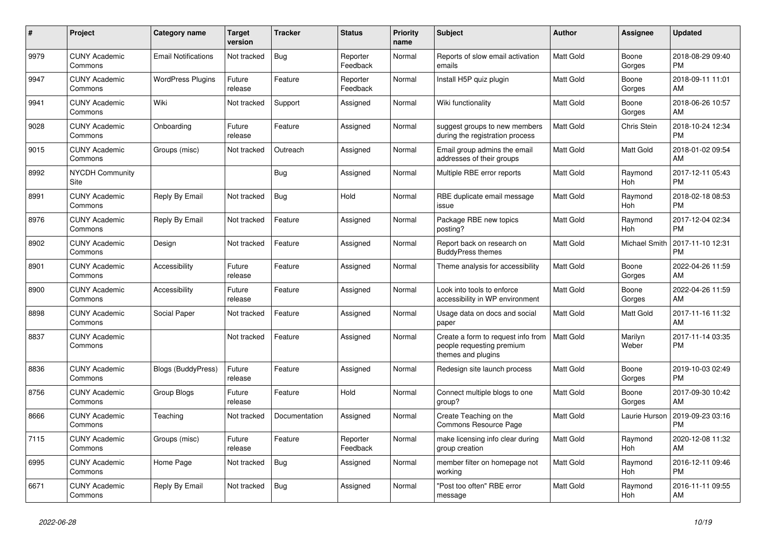| # | Project | Category name | Target version | Tracker | Status | Priority name | Subject | Author | Assignee | Updated |
|---|---|---|---|---|---|---|---|---|---|---|
| 9979 | CUNY Academic Commons | Email Notifications | Not tracked | Bug | Reporter Feedback | Normal | Reports of slow email activation emails | Matt Gold | Boone Gorges | 2018-08-29 09:40 PM |
| 9947 | CUNY Academic Commons | WordPress Plugins | Future release | Feature | Reporter Feedback | Normal | Install H5P quiz plugin | Matt Gold | Boone Gorges | 2018-09-11 11:01 AM |
| 9941 | CUNY Academic Commons | Wiki | Not tracked | Support | Assigned | Normal | Wiki functionality | Matt Gold | Boone Gorges | 2018-06-26 10:57 AM |
| 9028 | CUNY Academic Commons | Onboarding | Future release | Feature | Assigned | Normal | suggest groups to new members during the registration process | Matt Gold | Chris Stein | 2018-10-24 12:34 PM |
| 9015 | CUNY Academic Commons | Groups (misc) | Not tracked | Outreach | Assigned | Normal | Email group admins the email addresses of their groups | Matt Gold | Matt Gold | 2018-01-02 09:54 AM |
| 8992 | NYCDH Community Site | | | Bug | Assigned | Normal | Multiple RBE error reports | Matt Gold | Raymond Hoh | 2017-12-11 05:43 PM |
| 8991 | CUNY Academic Commons | Reply By Email | Not tracked | Bug | Hold | Normal | RBE duplicate email message issue | Matt Gold | Raymond Hoh | 2018-02-18 08:53 PM |
| 8976 | CUNY Academic Commons | Reply By Email | Not tracked | Feature | Assigned | Normal | Package RBE new topics posting? | Matt Gold | Raymond Hoh | 2017-12-04 02:34 PM |
| 8902 | CUNY Academic Commons | Design | Not tracked | Feature | Assigned | Normal | Report back on research on BuddyPress themes | Matt Gold | Michael Smith | 2017-11-10 12:31 PM |
| 8901 | CUNY Academic Commons | Accessibility | Future release | Feature | Assigned | Normal | Theme analysis for accessibility | Matt Gold | Boone Gorges | 2022-04-26 11:59 AM |
| 8900 | CUNY Academic Commons | Accessibility | Future release | Feature | Assigned | Normal | Look into tools to enforce accessibility in WP environment | Matt Gold | Boone Gorges | 2022-04-26 11:59 AM |
| 8898 | CUNY Academic Commons | Social Paper | Not tracked | Feature | Assigned | Normal | Usage data on docs and social paper | Matt Gold | Matt Gold | 2017-11-16 11:32 AM |
| 8837 | CUNY Academic Commons | | Not tracked | Feature | Assigned | Normal | Create a form to request info from people requesting premium themes and plugins | Matt Gold | Marilyn Weber | 2017-11-14 03:35 PM |
| 8836 | CUNY Academic Commons | Blogs (BuddyPress) | Future release | Feature | Assigned | Normal | Redesign site launch process | Matt Gold | Boone Gorges | 2019-10-03 02:49 PM |
| 8756 | CUNY Academic Commons | Group Blogs | Future release | Feature | Hold | Normal | Connect multiple blogs to one group? | Matt Gold | Boone Gorges | 2017-09-30 10:42 AM |
| 8666 | CUNY Academic Commons | Teaching | Not tracked | Documentation | Assigned | Normal | Create Teaching on the Commons Resource Page | Matt Gold | Laurie Hurson | 2019-09-23 03:16 PM |
| 7115 | CUNY Academic Commons | Groups (misc) | Future release | Feature | Reporter Feedback | Normal | make licensing info clear during group creation | Matt Gold | Raymond Hoh | 2020-12-08 11:32 AM |
| 6995 | CUNY Academic Commons | Home Page | Not tracked | Bug | Assigned | Normal | member filter on homepage not working | Matt Gold | Raymond Hoh | 2016-12-11 09:46 PM |
| 6671 | CUNY Academic Commons | Reply By Email | Not tracked | Bug | Assigned | Normal | "Post too often" RBE error message | Matt Gold | Raymond Hoh | 2016-11-11 09:55 AM |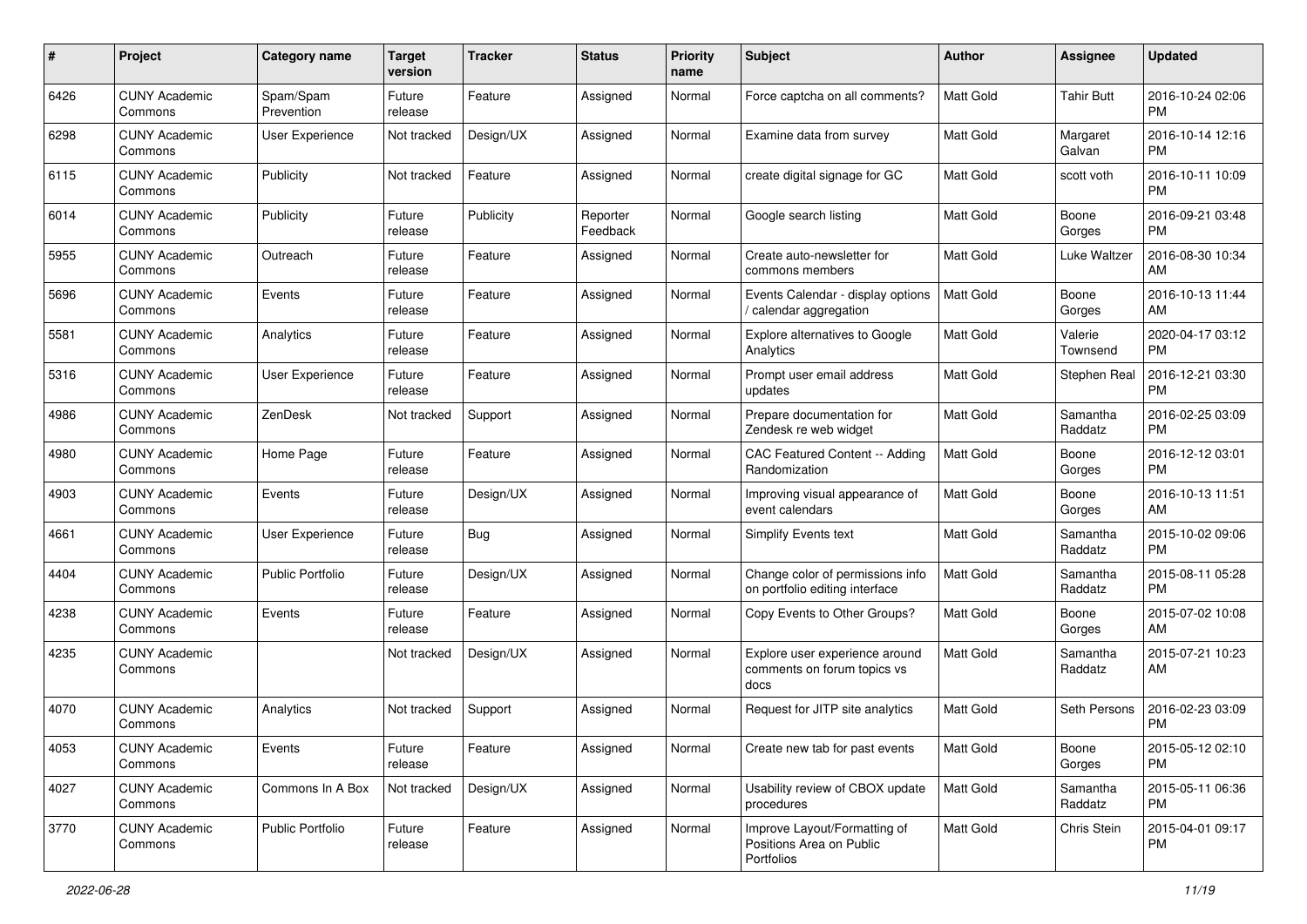| # | Project | Category name | Target version | Tracker | Status | Priority name | Subject | Author | Assignee | Updated |
|---|---|---|---|---|---|---|---|---|---|---|
| 6426 | CUNY Academic Commons | Spam/Spam Prevention | Future release | Feature | Assigned | Normal | Force captcha on all comments? | Matt Gold | Tahir Butt | 2016-10-24 02:06 PM |
| 6298 | CUNY Academic Commons | User Experience | Not tracked | Design/UX | Assigned | Normal | Examine data from survey | Matt Gold | Margaret Galvan | 2016-10-14 12:16 PM |
| 6115 | CUNY Academic Commons | Publicity | Not tracked | Feature | Assigned | Normal | create digital signage for GC | Matt Gold | scott voth | 2016-10-11 10:09 PM |
| 6014 | CUNY Academic Commons | Publicity | Future release | Publicity | Reporter Feedback | Normal | Google search listing | Matt Gold | Boone Gorges | 2016-09-21 03:48 PM |
| 5955 | CUNY Academic Commons | Outreach | Future release | Feature | Assigned | Normal | Create auto-newsletter for commons members | Matt Gold | Luke Waltzer | 2016-08-30 10:34 AM |
| 5696 | CUNY Academic Commons | Events | Future release | Feature | Assigned | Normal | Events Calendar - display options / calendar aggregation | Matt Gold | Boone Gorges | 2016-10-13 11:44 AM |
| 5581 | CUNY Academic Commons | Analytics | Future release | Feature | Assigned | Normal | Explore alternatives to Google Analytics | Matt Gold | Valerie Townsend | 2020-04-17 03:12 PM |
| 5316 | CUNY Academic Commons | User Experience | Future release | Feature | Assigned | Normal | Prompt user email address updates | Matt Gold | Stephen Real | 2016-12-21 03:30 PM |
| 4986 | CUNY Academic Commons | ZenDesk | Not tracked | Support | Assigned | Normal | Prepare documentation for Zendesk re web widget | Matt Gold | Samantha Raddatz | 2016-02-25 03:09 PM |
| 4980 | CUNY Academic Commons | Home Page | Future release | Feature | Assigned | Normal | CAC Featured Content -- Adding Randomization | Matt Gold | Boone Gorges | 2016-12-12 03:01 PM |
| 4903 | CUNY Academic Commons | Events | Future release | Design/UX | Assigned | Normal | Improving visual appearance of event calendars | Matt Gold | Boone Gorges | 2016-10-13 11:51 AM |
| 4661 | CUNY Academic Commons | User Experience | Future release | Bug | Assigned | Normal | Simplify Events text | Matt Gold | Samantha Raddatz | 2015-10-02 09:06 PM |
| 4404 | CUNY Academic Commons | Public Portfolio | Future release | Design/UX | Assigned | Normal | Change color of permissions info on portfolio editing interface | Matt Gold | Samantha Raddatz | 2015-08-11 05:28 PM |
| 4238 | CUNY Academic Commons | Events | Future release | Feature | Assigned | Normal | Copy Events to Other Groups? | Matt Gold | Boone Gorges | 2015-07-02 10:08 AM |
| 4235 | CUNY Academic Commons | | Not tracked | Design/UX | Assigned | Normal | Explore user experience around comments on forum topics vs docs | Matt Gold | Samantha Raddatz | 2015-07-21 10:23 AM |
| 4070 | CUNY Academic Commons | Analytics | Not tracked | Support | Assigned | Normal | Request for JITP site analytics | Matt Gold | Seth Persons | 2016-02-23 03:09 PM |
| 4053 | CUNY Academic Commons | Events | Future release | Feature | Assigned | Normal | Create new tab for past events | Matt Gold | Boone Gorges | 2015-05-12 02:10 PM |
| 4027 | CUNY Academic Commons | Commons In A Box | Not tracked | Design/UX | Assigned | Normal | Usability review of CBOX update procedures | Matt Gold | Samantha Raddatz | 2015-05-11 06:36 PM |
| 3770 | CUNY Academic Commons | Public Portfolio | Future release | Feature | Assigned | Normal | Improve Layout/Formatting of Positions Area on Public Portfolios | Matt Gold | Chris Stein | 2015-04-01 09:17 PM |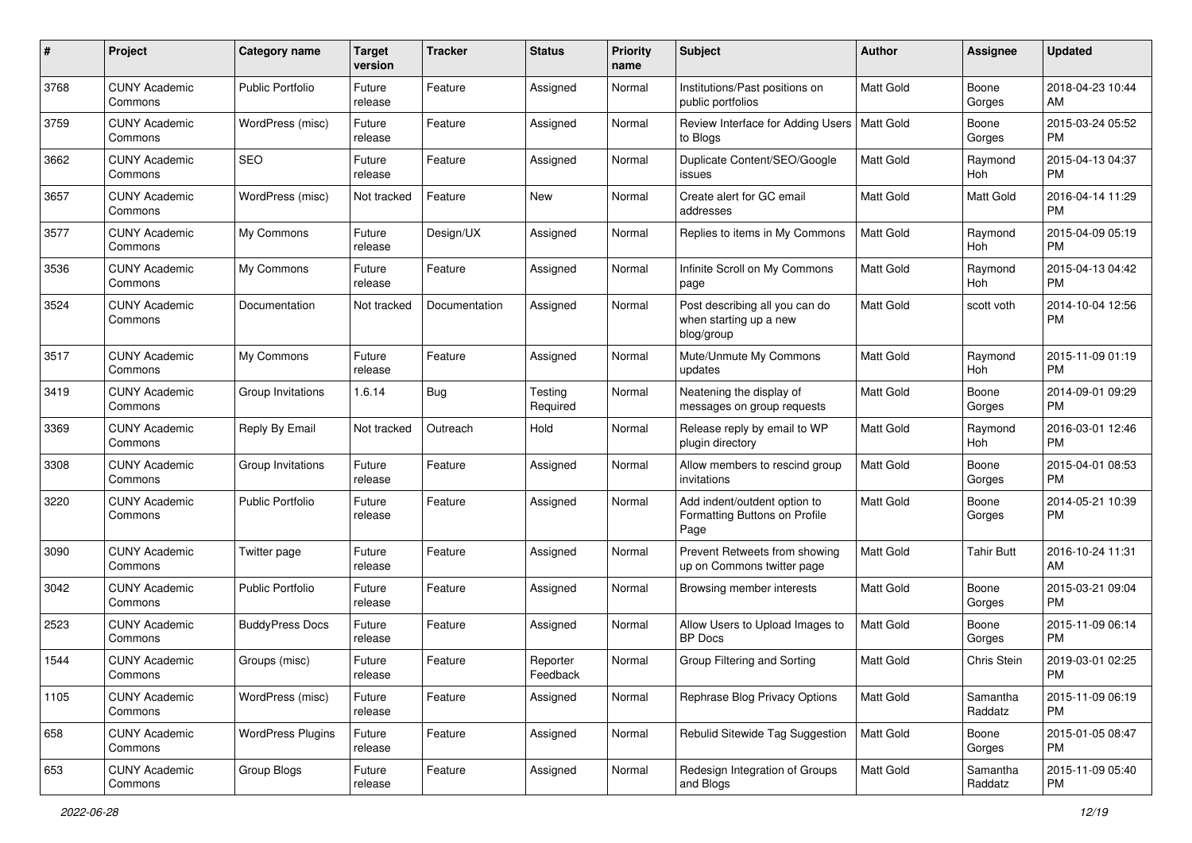| # | Project | Category name | Target version | Tracker | Status | Priority name | Subject | Author | Assignee | Updated |
|---|---|---|---|---|---|---|---|---|---|---|
| 3768 | CUNY Academic Commons | Public Portfolio | Future release | Feature | Assigned | Normal | Institutions/Past positions on public portfolios | Matt Gold | Boone Gorges | 2018-04-23 10:44 AM |
| 3759 | CUNY Academic Commons | WordPress (misc) | Future release | Feature | Assigned | Normal | Review Interface for Adding Users to Blogs | Matt Gold | Boone Gorges | 2015-03-24 05:52 PM |
| 3662 | CUNY Academic Commons | SEO | Future release | Feature | Assigned | Normal | Duplicate Content/SEO/Google issues | Matt Gold | Raymond Hoh | 2015-04-13 04:37 PM |
| 3657 | CUNY Academic Commons | WordPress (misc) | Not tracked | Feature | New | Normal | Create alert for GC email addresses | Matt Gold | Matt Gold | 2016-04-14 11:29 PM |
| 3577 | CUNY Academic Commons | My Commons | Future release | Design/UX | Assigned | Normal | Replies to items in My Commons | Matt Gold | Raymond Hoh | 2015-04-09 05:19 PM |
| 3536 | CUNY Academic Commons | My Commons | Future release | Feature | Assigned | Normal | Infinite Scroll on My Commons page | Matt Gold | Raymond Hoh | 2015-04-13 04:42 PM |
| 3524 | CUNY Academic Commons | Documentation | Not tracked | Documentation | Assigned | Normal | Post describing all you can do when starting up a new blog/group | Matt Gold | scott voth | 2014-10-04 12:56 PM |
| 3517 | CUNY Academic Commons | My Commons | Future release | Feature | Assigned | Normal | Mute/Unmute My Commons updates | Matt Gold | Raymond Hoh | 2015-11-09 01:19 PM |
| 3419 | CUNY Academic Commons | Group Invitations | 1.6.14 | Bug | Testing Required | Normal | Neatening the display of messages on group requests | Matt Gold | Boone Gorges | 2014-09-01 09:29 PM |
| 3369 | CUNY Academic Commons | Reply By Email | Not tracked | Outreach | Hold | Normal | Release reply by email to WP plugin directory | Matt Gold | Raymond Hoh | 2016-03-01 12:46 PM |
| 3308 | CUNY Academic Commons | Group Invitations | Future release | Feature | Assigned | Normal | Allow members to rescind group invitations | Matt Gold | Boone Gorges | 2015-04-01 08:53 PM |
| 3220 | CUNY Academic Commons | Public Portfolio | Future release | Feature | Assigned | Normal | Add indent/outdent option to Formatting Buttons on Profile Page | Matt Gold | Boone Gorges | 2014-05-21 10:39 PM |
| 3090 | CUNY Academic Commons | Twitter page | Future release | Feature | Assigned | Normal | Prevent Retweets from showing up on Commons twitter page | Matt Gold | Tahir Butt | 2016-10-24 11:31 AM |
| 3042 | CUNY Academic Commons | Public Portfolio | Future release | Feature | Assigned | Normal | Browsing member interests | Matt Gold | Boone Gorges | 2015-03-21 09:04 PM |
| 2523 | CUNY Academic Commons | BuddyPress Docs | Future release | Feature | Assigned | Normal | Allow Users to Upload Images to BP Docs | Matt Gold | Boone Gorges | 2015-11-09 06:14 PM |
| 1544 | CUNY Academic Commons | Groups (misc) | Future release | Feature | Reporter Feedback | Normal | Group Filtering and Sorting | Matt Gold | Chris Stein | 2019-03-01 02:25 PM |
| 1105 | CUNY Academic Commons | WordPress (misc) | Future release | Feature | Assigned | Normal | Rephrase Blog Privacy Options | Matt Gold | Samantha Raddatz | 2015-11-09 06:19 PM |
| 658 | CUNY Academic Commons | WordPress Plugins | Future release | Feature | Assigned | Normal | Rebulid Sitewide Tag Suggestion | Matt Gold | Boone Gorges | 2015-01-05 08:47 PM |
| 653 | CUNY Academic Commons | Group Blogs | Future release | Feature | Assigned | Normal | Redesign Integration of Groups and Blogs | Matt Gold | Samantha Raddatz | 2015-11-09 05:40 PM |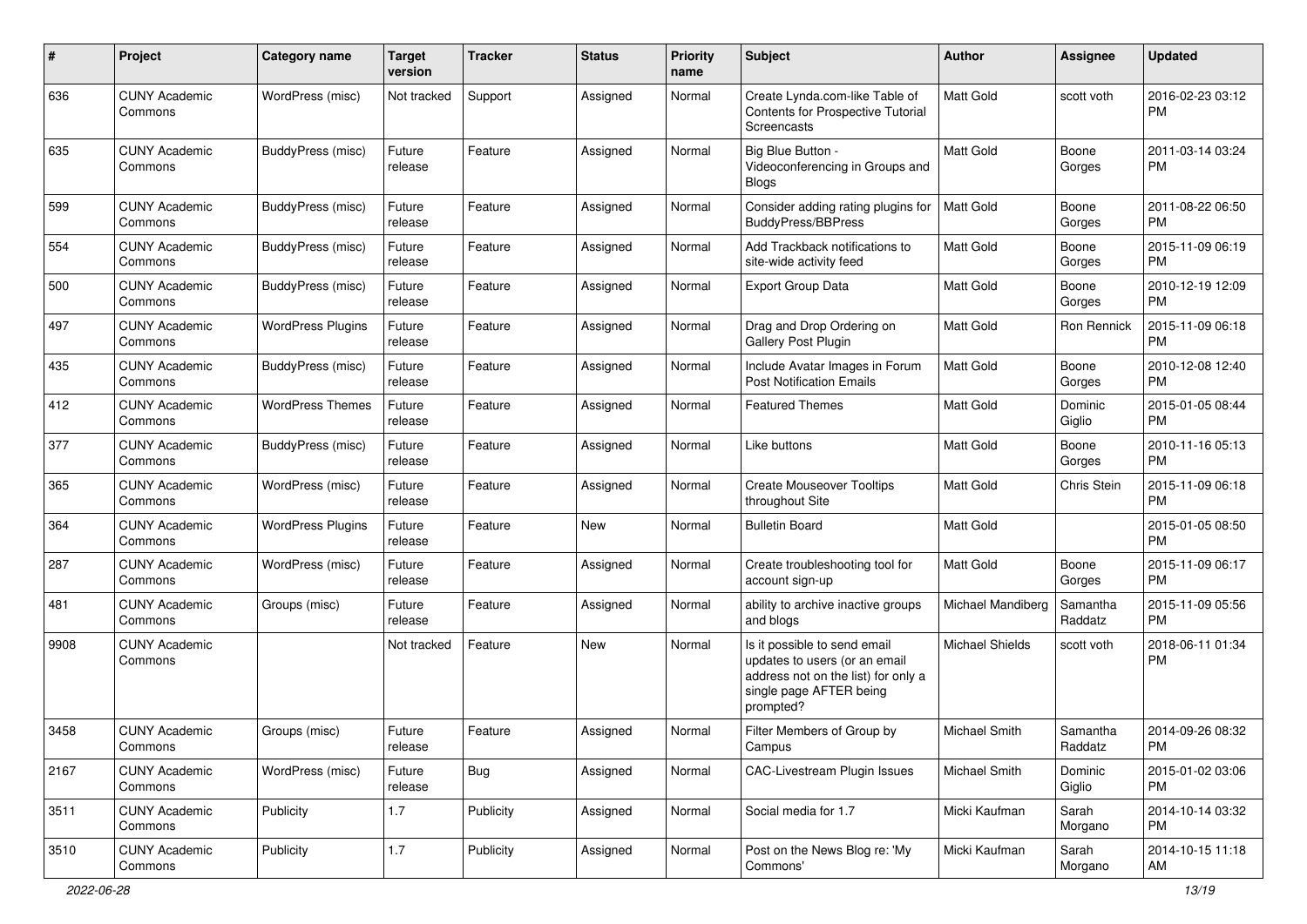| # | Project | Category name | Target version | Tracker | Status | Priority name | Subject | Author | Assignee | Updated |
|---|---|---|---|---|---|---|---|---|---|---|
| 636 | CUNY Academic Commons | WordPress (misc) | Not tracked | Support | Assigned | Normal | Create Lynda.com-like Table of Contents for Prospective Tutorial Screencasts | Matt Gold | scott voth | 2016-02-23 03:12 PM |
| 635 | CUNY Academic Commons | BuddyPress (misc) | Future release | Feature | Assigned | Normal | Big Blue Button - Videoconferencing in Groups and Blogs | Matt Gold | Boone Gorges | 2011-03-14 03:24 PM |
| 599 | CUNY Academic Commons | BuddyPress (misc) | Future release | Feature | Assigned | Normal | Consider adding rating plugins for BuddyPress/BBPress | Matt Gold | Boone Gorges | 2011-08-22 06:50 PM |
| 554 | CUNY Academic Commons | BuddyPress (misc) | Future release | Feature | Assigned | Normal | Add Trackback notifications to site-wide activity feed | Matt Gold | Boone Gorges | 2015-11-09 06:19 PM |
| 500 | CUNY Academic Commons | BuddyPress (misc) | Future release | Feature | Assigned | Normal | Export Group Data | Matt Gold | Boone Gorges | 2010-12-19 12:09 PM |
| 497 | CUNY Academic Commons | WordPress Plugins | Future release | Feature | Assigned | Normal | Drag and Drop Ordering on Gallery Post Plugin | Matt Gold | Ron Rennick | 2015-11-09 06:18 PM |
| 435 | CUNY Academic Commons | BuddyPress (misc) | Future release | Feature | Assigned | Normal | Include Avatar Images in Forum Post Notification Emails | Matt Gold | Boone Gorges | 2010-12-08 12:40 PM |
| 412 | CUNY Academic Commons | WordPress Themes | Future release | Feature | Assigned | Normal | Featured Themes | Matt Gold | Dominic Giglio | 2015-01-05 08:44 PM |
| 377 | CUNY Academic Commons | BuddyPress (misc) | Future release | Feature | Assigned | Normal | Like buttons | Matt Gold | Boone Gorges | 2010-11-16 05:13 PM |
| 365 | CUNY Academic Commons | WordPress (misc) | Future release | Feature | Assigned | Normal | Create Mouseover Tooltips throughout Site | Matt Gold | Chris Stein | 2015-11-09 06:18 PM |
| 364 | CUNY Academic Commons | WordPress Plugins | Future release | Feature | New | Normal | Bulletin Board | Matt Gold | | 2015-01-05 08:50 PM |
| 287 | CUNY Academic Commons | WordPress (misc) | Future release | Feature | Assigned | Normal | Create troubleshooting tool for account sign-up | Matt Gold | Boone Gorges | 2015-11-09 06:17 PM |
| 481 | CUNY Academic Commons | Groups (misc) | Future release | Feature | Assigned | Normal | ability to archive inactive groups and blogs | Michael Mandiberg | Samantha Raddatz | 2015-11-09 05:56 PM |
| 9908 | CUNY Academic Commons | | Not tracked | Feature | New | Normal | Is it possible to send email updates to users (or an email address not on the list) for only a single page AFTER being prompted? | Michael Shields | scott voth | 2018-06-11 01:34 PM |
| 3458 | CUNY Academic Commons | Groups (misc) | Future release | Feature | Assigned | Normal | Filter Members of Group by Campus | Michael Smith | Samantha Raddatz | 2014-09-26 08:32 PM |
| 2167 | CUNY Academic Commons | WordPress (misc) | Future release | Bug | Assigned | Normal | CAC-Livestream Plugin Issues | Michael Smith | Dominic Giglio | 2015-01-02 03:06 PM |
| 3511 | CUNY Academic Commons | Publicity | 1.7 | Publicity | Assigned | Normal | Social media for 1.7 | Micki Kaufman | Sarah Morgano | 2014-10-14 03:32 PM |
| 3510 | CUNY Academic Commons | Publicity | 1.7 | Publicity | Assigned | Normal | Post on the News Blog re: 'My Commons' | Micki Kaufman | Sarah Morgano | 2014-10-15 11:18 AM |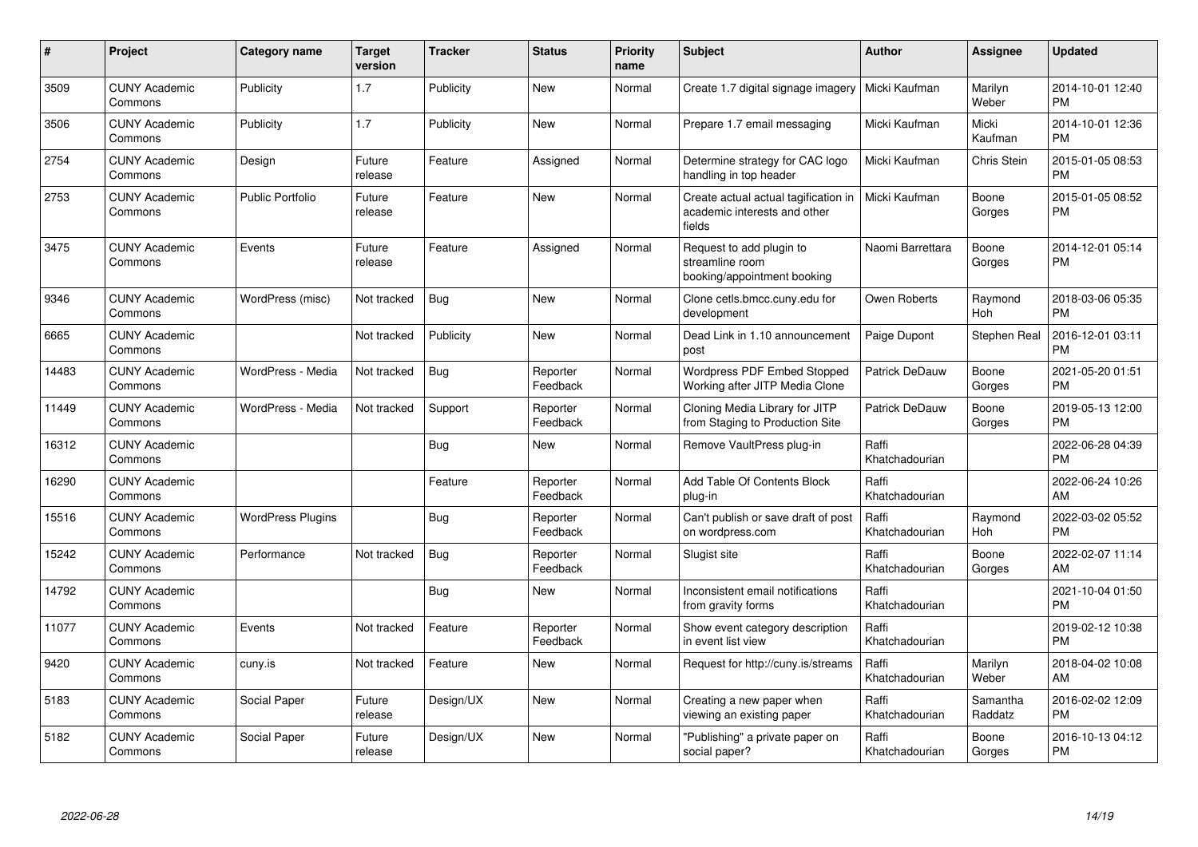| # | Project | Category name | Target version | Tracker | Status | Priority name | Subject | Author | Assignee | Updated |
|---|---|---|---|---|---|---|---|---|---|---|
| 3509 | CUNY Academic Commons | Publicity | 1.7 | Publicity | New | Normal | Create 1.7 digital signage imagery | Micki Kaufman | Marilyn Weber | 2014-10-01 12:40 PM |
| 3506 | CUNY Academic Commons | Publicity | 1.7 | Publicity | New | Normal | Prepare 1.7 email messaging | Micki Kaufman | Micki Kaufman | 2014-10-01 12:36 PM |
| 2754 | CUNY Academic Commons | Design | Future release | Feature | Assigned | Normal | Determine strategy for CAC logo handling in top header | Micki Kaufman | Chris Stein | 2015-01-05 08:53 PM |
| 2753 | CUNY Academic Commons | Public Portfolio | Future release | Feature | New | Normal | Create actual actual tagification in academic interests and other fields | Micki Kaufman | Boone Gorges | 2015-01-05 08:52 PM |
| 3475 | CUNY Academic Commons | Events | Future release | Feature | Assigned | Normal | Request to add plugin to streamline room booking/appointment booking | Naomi Barrettara | Boone Gorges | 2014-12-01 05:14 PM |
| 9346 | CUNY Academic Commons | WordPress (misc) | Not tracked | Bug | New | Normal | Clone cetls.bmcc.cuny.edu for development | Owen Roberts | Raymond Hoh | 2018-03-06 05:35 PM |
| 6665 | CUNY Academic Commons | | Not tracked | Publicity | New | Normal | Dead Link in 1.10 announcement post | Paige Dupont | Stephen Real | 2016-12-01 03:11 PM |
| 14483 | CUNY Academic Commons | WordPress - Media | Not tracked | Bug | Reporter Feedback | Normal | Wordpress PDF Embed Stopped Working after JITP Media Clone | Patrick DeDauw | Boone Gorges | 2021-05-20 01:51 PM |
| 11449 | CUNY Academic Commons | WordPress - Media | Not tracked | Support | Reporter Feedback | Normal | Cloning Media Library for JITP from Staging to Production Site | Patrick DeDauw | Boone Gorges | 2019-05-13 12:00 PM |
| 16312 | CUNY Academic Commons | | | Bug | New | Normal | Remove VaultPress plug-in | Raffi Khatchadourian | | 2022-06-28 04:39 PM |
| 16290 | CUNY Academic Commons | | | Feature | Reporter Feedback | Normal | Add Table Of Contents Block plug-in | Raffi Khatchadourian | | 2022-06-24 10:26 AM |
| 15516 | CUNY Academic Commons | WordPress Plugins | | Bug | Reporter Feedback | Normal | Can't publish or save draft of post on wordpress.com | Raffi Khatchadourian | Raymond Hoh | 2022-03-02 05:52 PM |
| 15242 | CUNY Academic Commons | Performance | Not tracked | Bug | Reporter Feedback | Normal | Slugist site | Raffi Khatchadourian | Boone Gorges | 2022-02-07 11:14 AM |
| 14792 | CUNY Academic Commons | | | Bug | New | Normal | Inconsistent email notifications from gravity forms | Raffi Khatchadourian | | 2021-10-04 01:50 PM |
| 11077 | CUNY Academic Commons | Events | Not tracked | Feature | Reporter Feedback | Normal | Show event category description in event list view | Raffi Khatchadourian | | 2019-02-12 10:38 PM |
| 9420 | CUNY Academic Commons | cuny.is | Not tracked | Feature | New | Normal | Request for http://cuny.is/streams | Raffi Khatchadourian | Marilyn Weber | 2018-04-02 10:08 AM |
| 5183 | CUNY Academic Commons | Social Paper | Future release | Design/UX | New | Normal | Creating a new paper when viewing an existing paper | Raffi Khatchadourian | Samantha Raddatz | 2016-02-02 12:09 PM |
| 5182 | CUNY Academic Commons | Social Paper | Future release | Design/UX | New | Normal | "Publishing" a private paper on social paper? | Raffi Khatchadourian | Boone Gorges | 2016-10-13 04:12 PM |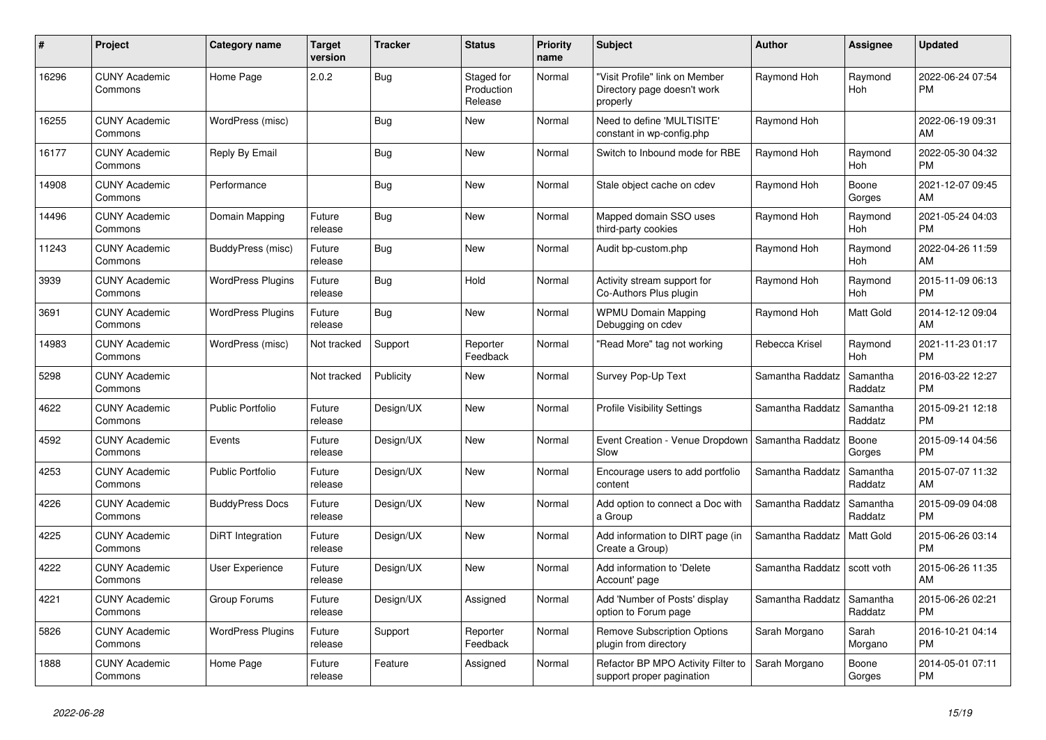| # | Project | Category name | Target version | Tracker | Status | Priority name | Subject | Author | Assignee | Updated |
|---|---|---|---|---|---|---|---|---|---|---|
| 16296 | CUNY Academic Commons | Home Page | 2.0.2 | Bug | Staged for Production Release | Normal | "Visit Profile" link on Member Directory page doesn't work properly | Raymond Hoh | Raymond Hoh | 2022-06-24 07:54 PM |
| 16255 | CUNY Academic Commons | WordPress (misc) | | Bug | New | Normal | Need to define 'MULTISITE' constant in wp-config.php | Raymond Hoh | | 2022-06-19 09:31 AM |
| 16177 | CUNY Academic Commons | Reply By Email | | Bug | New | Normal | Switch to Inbound mode for RBE | Raymond Hoh | Raymond Hoh | 2022-05-30 04:32 PM |
| 14908 | CUNY Academic Commons | Performance | | Bug | New | Normal | Stale object cache on cdev | Raymond Hoh | Boone Gorges | 2021-12-07 09:45 AM |
| 14496 | CUNY Academic Commons | Domain Mapping | Future release | Bug | New | Normal | Mapped domain SSO uses third-party cookies | Raymond Hoh | Raymond Hoh | 2021-05-24 04:03 PM |
| 11243 | CUNY Academic Commons | BuddyPress (misc) | Future release | Bug | New | Normal | Audit bp-custom.php | Raymond Hoh | Raymond Hoh | 2022-04-26 11:59 AM |
| 3939 | CUNY Academic Commons | WordPress Plugins | Future release | Bug | Hold | Normal | Activity stream support for Co-Authors Plus plugin | Raymond Hoh | Raymond Hoh | 2015-11-09 06:13 PM |
| 3691 | CUNY Academic Commons | WordPress Plugins | Future release | Bug | New | Normal | WPMU Domain Mapping Debugging on cdev | Raymond Hoh | Matt Gold | 2014-12-12 09:04 AM |
| 14983 | CUNY Academic Commons | WordPress (misc) | Not tracked | Support | Reporter Feedback | Normal | "Read More" tag not working | Rebecca Krisel | Raymond Hoh | 2021-11-23 01:17 PM |
| 5298 | CUNY Academic Commons | | Not tracked | Publicity | New | Normal | Survey Pop-Up Text | Samantha Raddatz | Samantha Raddatz | 2016-03-22 12:27 PM |
| 4622 | CUNY Academic Commons | Public Portfolio | Future release | Design/UX | New | Normal | Profile Visibility Settings | Samantha Raddatz | Samantha Raddatz | 2015-09-21 12:18 PM |
| 4592 | CUNY Academic Commons | Events | Future release | Design/UX | New | Normal | Event Creation - Venue Dropdown Slow | Samantha Raddatz | Boone Gorges | 2015-09-14 04:56 PM |
| 4253 | CUNY Academic Commons | Public Portfolio | Future release | Design/UX | New | Normal | Encourage users to add portfolio content | Samantha Raddatz | Samantha Raddatz | 2015-07-07 11:32 AM |
| 4226 | CUNY Academic Commons | BuddyPress Docs | Future release | Design/UX | New | Normal | Add option to connect a Doc with a Group | Samantha Raddatz | Samantha Raddatz | 2015-09-09 04:08 PM |
| 4225 | CUNY Academic Commons | DiRT Integration | Future release | Design/UX | New | Normal | Add information to DIRT page (in Create a Group) | Samantha Raddatz | Matt Gold | 2015-06-26 03:14 PM |
| 4222 | CUNY Academic Commons | User Experience | Future release | Design/UX | New | Normal | Add information to 'Delete Account' page | Samantha Raddatz | scott voth | 2015-06-26 11:35 AM |
| 4221 | CUNY Academic Commons | Group Forums | Future release | Design/UX | Assigned | Normal | Add 'Number of Posts' display option to Forum page | Samantha Raddatz | Samantha Raddatz | 2015-06-26 02:21 PM |
| 5826 | CUNY Academic Commons | WordPress Plugins | Future release | Support | Reporter Feedback | Normal | Remove Subscription Options plugin from directory | Sarah Morgano | Sarah Morgano | 2016-10-21 04:14 PM |
| 1888 | CUNY Academic Commons | Home Page | Future release | Feature | Assigned | Normal | Refactor BP MPO Activity Filter to support proper pagination | Sarah Morgano | Boone Gorges | 2014-05-01 07:11 PM |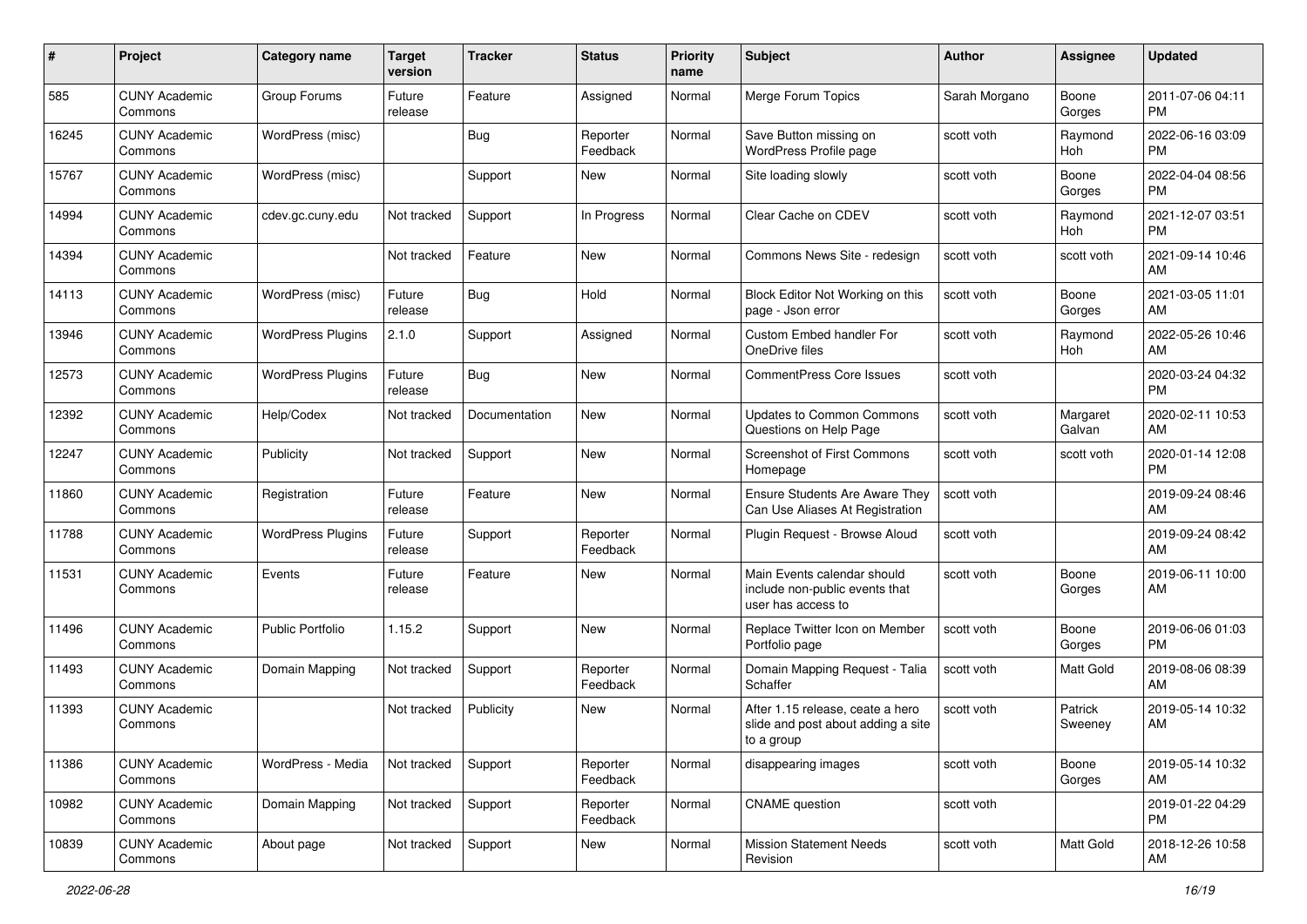| # | Project | Category name | Target version | Tracker | Status | Priority name | Subject | Author | Assignee | Updated |
|---|---|---|---|---|---|---|---|---|---|---|
| 585 | CUNY Academic Commons | Group Forums | Future release | Feature | Assigned | Normal | Merge Forum Topics | Sarah Morgano | Boone Gorges | 2011-07-06 04:11 PM |
| 16245 | CUNY Academic Commons | WordPress (misc) | | Bug | Reporter Feedback | Normal | Save Button missing on WordPress Profile page | scott voth | Raymond Hoh | 2022-06-16 03:09 PM |
| 15767 | CUNY Academic Commons | WordPress (misc) | | Support | New | Normal | Site loading slowly | scott voth | Boone Gorges | 2022-04-04 08:56 PM |
| 14994 | CUNY Academic Commons | cdev.gc.cuny.edu | Not tracked | Support | In Progress | Normal | Clear Cache on CDEV | scott voth | Raymond Hoh | 2021-12-07 03:51 PM |
| 14394 | CUNY Academic Commons | | Not tracked | Feature | New | Normal | Commons News Site - redesign | scott voth | scott voth | 2021-09-14 10:46 AM |
| 14113 | CUNY Academic Commons | WordPress (misc) | Future release | Bug | Hold | Normal | Block Editor Not Working on this page - Json error | scott voth | Boone Gorges | 2021-03-05 11:01 AM |
| 13946 | CUNY Academic Commons | WordPress Plugins | 2.1.0 | Support | Assigned | Normal | Custom Embed handler For OneDrive files | scott voth | Raymond Hoh | 2022-05-26 10:46 AM |
| 12573 | CUNY Academic Commons | WordPress Plugins | Future release | Bug | New | Normal | CommentPress Core Issues | scott voth | | 2020-03-24 04:32 PM |
| 12392 | CUNY Academic Commons | Help/Codex | Not tracked | Documentation | New | Normal | Updates to Common Commons Questions on Help Page | scott voth | Margaret Galvan | 2020-02-11 10:53 AM |
| 12247 | CUNY Academic Commons | Publicity | Not tracked | Support | New | Normal | Screenshot of First Commons Homepage | scott voth | scott voth | 2020-01-14 12:08 PM |
| 11860 | CUNY Academic Commons | Registration | Future release | Feature | New | Normal | Ensure Students Are Aware They Can Use Aliases At Registration | scott voth | | 2019-09-24 08:46 AM |
| 11788 | CUNY Academic Commons | WordPress Plugins | Future release | Support | Reporter Feedback | Normal | Plugin Request - Browse Aloud | scott voth | | 2019-09-24 08:42 AM |
| 11531 | CUNY Academic Commons | Events | Future release | Feature | New | Normal | Main Events calendar should include non-public events that user has access to | scott voth | Boone Gorges | 2019-06-11 10:00 AM |
| 11496 | CUNY Academic Commons | Public Portfolio | 1.15.2 | Support | New | Normal | Replace Twitter Icon on Member Portfolio page | scott voth | Boone Gorges | 2019-06-06 01:03 PM |
| 11493 | CUNY Academic Commons | Domain Mapping | Not tracked | Support | Reporter Feedback | Normal | Domain Mapping Request - Talia Schaffer | scott voth | Matt Gold | 2019-08-06 08:39 AM |
| 11393 | CUNY Academic Commons | | Not tracked | Publicity | New | Normal | After 1.15 release, ceate a hero slide and post about adding a site to a group | scott voth | Patrick Sweeney | 2019-05-14 10:32 AM |
| 11386 | CUNY Academic Commons | WordPress - Media | Not tracked | Support | Reporter Feedback | Normal | disappearing images | scott voth | Boone Gorges | 2019-05-14 10:32 AM |
| 10982 | CUNY Academic Commons | Domain Mapping | Not tracked | Support | Reporter Feedback | Normal | CNAME question | scott voth | | 2019-01-22 04:29 PM |
| 10839 | CUNY Academic Commons | About page | Not tracked | Support | New | Normal | Mission Statement Needs Revision | scott voth | Matt Gold | 2018-12-26 10:58 AM |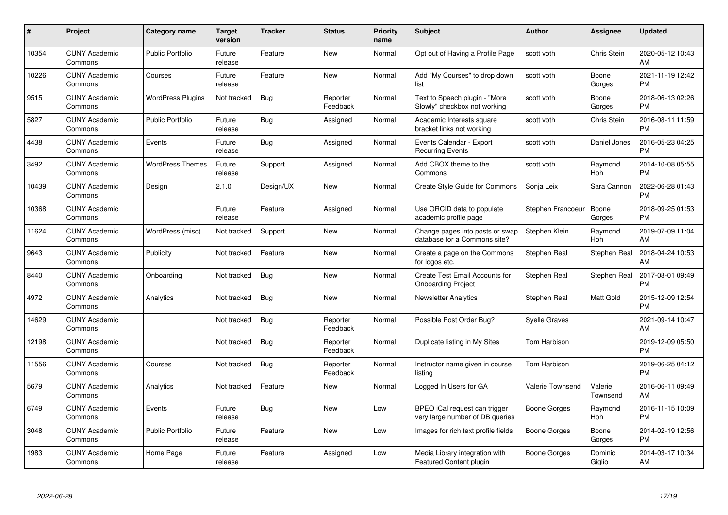| # | Project | Category name | Target version | Tracker | Status | Priority name | Subject | Author | Assignee | Updated |
|---|---|---|---|---|---|---|---|---|---|---|
| 10354 | CUNY Academic Commons | Public Portfolio | Future release | Feature | New | Normal | Opt out of Having a Profile Page | scott voth | Chris Stein | 2020-05-12 10:43 AM |
| 10226 | CUNY Academic Commons | Courses | Future release | Feature | New | Normal | Add "My Courses" to drop down list | scott voth | Boone Gorges | 2021-11-19 12:42 PM |
| 9515 | CUNY Academic Commons | WordPress Plugins | Not tracked | Bug | Reporter Feedback | Normal | Text to Speech plugin - "More Slowly" checkbox not working | scott voth | Boone Gorges | 2018-06-13 02:26 PM |
| 5827 | CUNY Academic Commons | Public Portfolio | Future release | Bug | Assigned | Normal | Academic Interests square bracket links not working | scott voth | Chris Stein | 2016-08-11 11:59 PM |
| 4438 | CUNY Academic Commons | Events | Future release | Bug | Assigned | Normal | Events Calendar - Export Recurring Events | scott voth | Daniel Jones | 2016-05-23 04:25 PM |
| 3492 | CUNY Academic Commons | WordPress Themes | Future release | Support | Assigned | Normal | Add CBOX theme to the Commons | scott voth | Raymond Hoh | 2014-10-08 05:55 PM |
| 10439 | CUNY Academic Commons | Design | 2.1.0 | Design/UX | New | Normal | Create Style Guide for Commons | Sonja Leix | Sara Cannon | 2022-06-28 01:43 PM |
| 10368 | CUNY Academic Commons | | Future release | Feature | Assigned | Normal | Use ORCID data to populate academic profile page | Stephen Francoeur | Boone Gorges | 2018-09-25 01:53 PM |
| 11624 | CUNY Academic Commons | WordPress (misc) | Not tracked | Support | New | Normal | Change pages into posts or swap database for a Commons site? | Stephen Klein | Raymond Hoh | 2019-07-09 11:04 AM |
| 9643 | CUNY Academic Commons | Publicity | Not tracked | Feature | New | Normal | Create a page on the Commons for logos etc. | Stephen Real | Stephen Real | 2018-04-24 10:53 AM |
| 8440 | CUNY Academic Commons | Onboarding | Not tracked | Bug | New | Normal | Create Test Email Accounts for Onboarding Project | Stephen Real | Stephen Real | 2017-08-01 09:49 PM |
| 4972 | CUNY Academic Commons | Analytics | Not tracked | Bug | New | Normal | Newsletter Analytics | Stephen Real | Matt Gold | 2015-12-09 12:54 PM |
| 14629 | CUNY Academic Commons | | Not tracked | Bug | Reporter Feedback | Normal | Possible Post Order Bug? | Syelle Graves | | 2021-09-14 10:47 AM |
| 12198 | CUNY Academic Commons | | Not tracked | Bug | Reporter Feedback | Normal | Duplicate listing in My Sites | Tom Harbison | | 2019-12-09 05:50 PM |
| 11556 | CUNY Academic Commons | Courses | Not tracked | Bug | Reporter Feedback | Normal | Instructor name given in course listing | Tom Harbison | | 2019-06-25 04:12 PM |
| 5679 | CUNY Academic Commons | Analytics | Not tracked | Feature | New | Normal | Logged In Users for GA | Valerie Townsend | Valerie Townsend | 2016-06-11 09:49 AM |
| 6749 | CUNY Academic Commons | Events | Future release | Bug | New | Low | BPEO iCal request can trigger very large number of DB queries | Boone Gorges | Raymond Hoh | 2016-11-15 10:09 PM |
| 3048 | CUNY Academic Commons | Public Portfolio | Future release | Feature | New | Low | Images for rich text profile fields | Boone Gorges | Boone Gorges | 2014-02-19 12:56 PM |
| 1983 | CUNY Academic Commons | Home Page | Future release | Feature | Assigned | Low | Media Library integration with Featured Content plugin | Boone Gorges | Dominic Giglio | 2014-03-17 10:34 AM |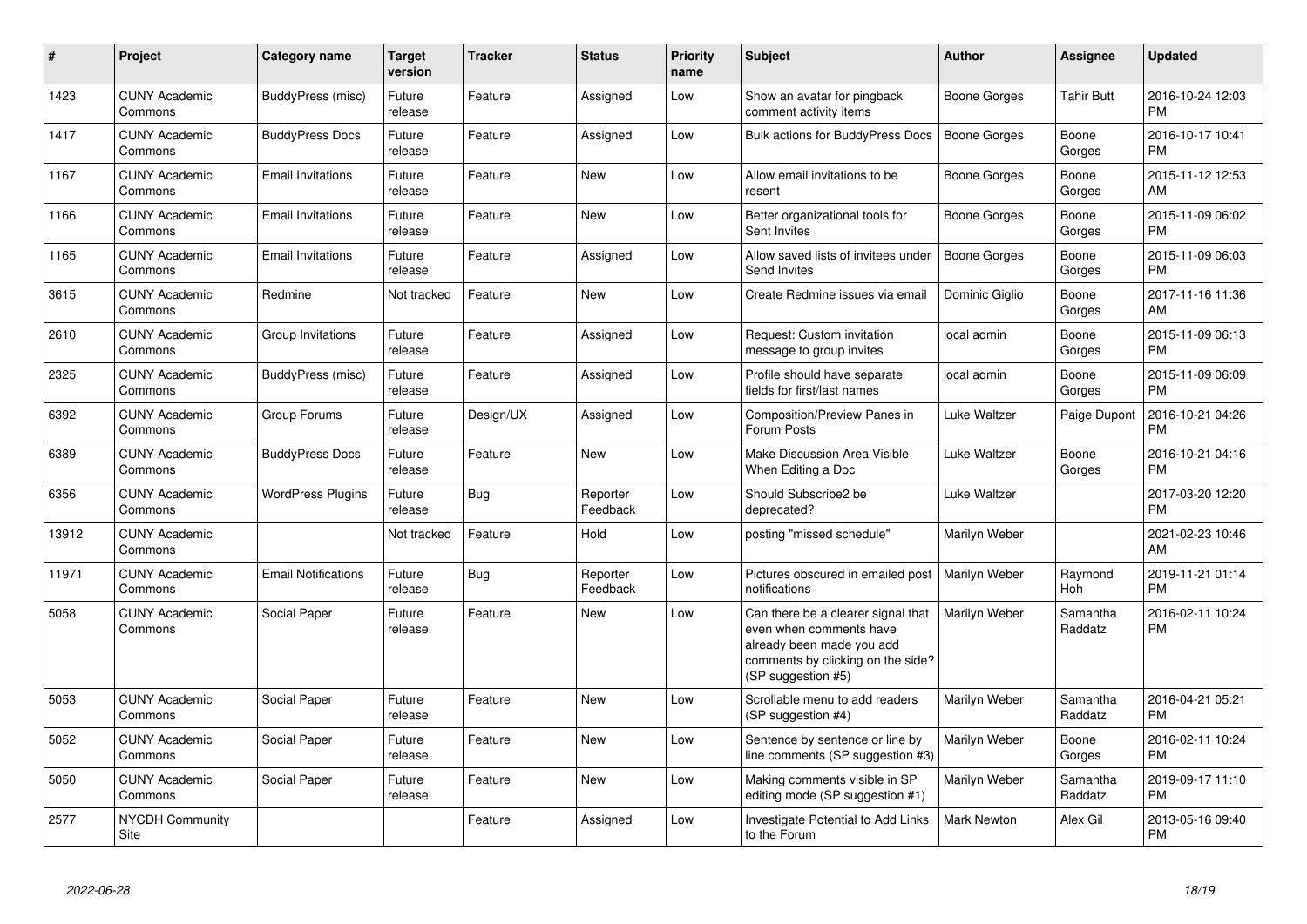| # | Project | Category name | Target version | Tracker | Status | Priority name | Subject | Author | Assignee | Updated |
|---|---|---|---|---|---|---|---|---|---|---|
| 1423 | CUNY Academic Commons | BuddyPress (misc) | Future release | Feature | Assigned | Low | Show an avatar for pingback comment activity items | Boone Gorges | Tahir Butt | 2016-10-24 12:03 PM |
| 1417 | CUNY Academic Commons | BuddyPress Docs | Future release | Feature | Assigned | Low | Bulk actions for BuddyPress Docs | Boone Gorges | Boone Gorges | 2016-10-17 10:41 PM |
| 1167 | CUNY Academic Commons | Email Invitations | Future release | Feature | New | Low | Allow email invitations to be resent | Boone Gorges | Boone Gorges | 2015-11-12 12:53 AM |
| 1166 | CUNY Academic Commons | Email Invitations | Future release | Feature | New | Low | Better organizational tools for Sent Invites | Boone Gorges | Boone Gorges | 2015-11-09 06:02 PM |
| 1165 | CUNY Academic Commons | Email Invitations | Future release | Feature | Assigned | Low | Allow saved lists of invitees under Send Invites | Boone Gorges | Boone Gorges | 2015-11-09 06:03 PM |
| 3615 | CUNY Academic Commons | Redmine | Not tracked | Feature | New | Low | Create Redmine issues via email | Dominic Giglio | Boone Gorges | 2017-11-16 11:36 AM |
| 2610 | CUNY Academic Commons | Group Invitations | Future release | Feature | Assigned | Low | Request: Custom invitation message to group invites | local admin | Boone Gorges | 2015-11-09 06:13 PM |
| 2325 | CUNY Academic Commons | BuddyPress (misc) | Future release | Feature | Assigned | Low | Profile should have separate fields for first/last names | local admin | Boone Gorges | 2015-11-09 06:09 PM |
| 6392 | CUNY Academic Commons | Group Forums | Future release | Design/UX | Assigned | Low | Composition/Preview Panes in Forum Posts | Luke Waltzer | Paige Dupont | 2016-10-21 04:26 PM |
| 6389 | CUNY Academic Commons | BuddyPress Docs | Future release | Feature | New | Low | Make Discussion Area Visible When Editing a Doc | Luke Waltzer | Boone Gorges | 2016-10-21 04:16 PM |
| 6356 | CUNY Academic Commons | WordPress Plugins | Future release | Bug | Reporter Feedback | Low | Should Subscribe2 be deprecated? | Luke Waltzer | | 2017-03-20 12:20 PM |
| 13912 | CUNY Academic Commons | | Not tracked | Feature | Hold | Low | posting "missed schedule" | Marilyn Weber | | 2021-02-23 10:46 AM |
| 11971 | CUNY Academic Commons | Email Notifications | Future release | Bug | Reporter Feedback | Low | Pictures obscured in emailed post notifications | Marilyn Weber | Raymond Hoh | 2019-11-21 01:14 PM |
| 5058 | CUNY Academic Commons | Social Paper | Future release | Feature | New | Low | Can there be a clearer signal that even when comments have already been made you add comments by clicking on the side? (SP suggestion #5) | Marilyn Weber | Samantha Raddatz | 2016-02-11 10:24 PM |
| 5053 | CUNY Academic Commons | Social Paper | Future release | Feature | New | Low | Scrollable menu to add readers (SP suggestion #4) | Marilyn Weber | Samantha Raddatz | 2016-04-21 05:21 PM |
| 5052 | CUNY Academic Commons | Social Paper | Future release | Feature | New | Low | Sentence by sentence or line by line comments (SP suggestion #3) | Marilyn Weber | Boone Gorges | 2016-02-11 10:24 PM |
| 5050 | CUNY Academic Commons | Social Paper | Future release | Feature | New | Low | Making comments visible in SP editing mode (SP suggestion #1) | Marilyn Weber | Samantha Raddatz | 2019-09-17 11:10 PM |
| 2577 | NYCDH Community Site | | | Feature | Assigned | Low | Investigate Potential to Add Links to the Forum | Mark Newton | Alex Gil | 2013-05-16 09:40 PM |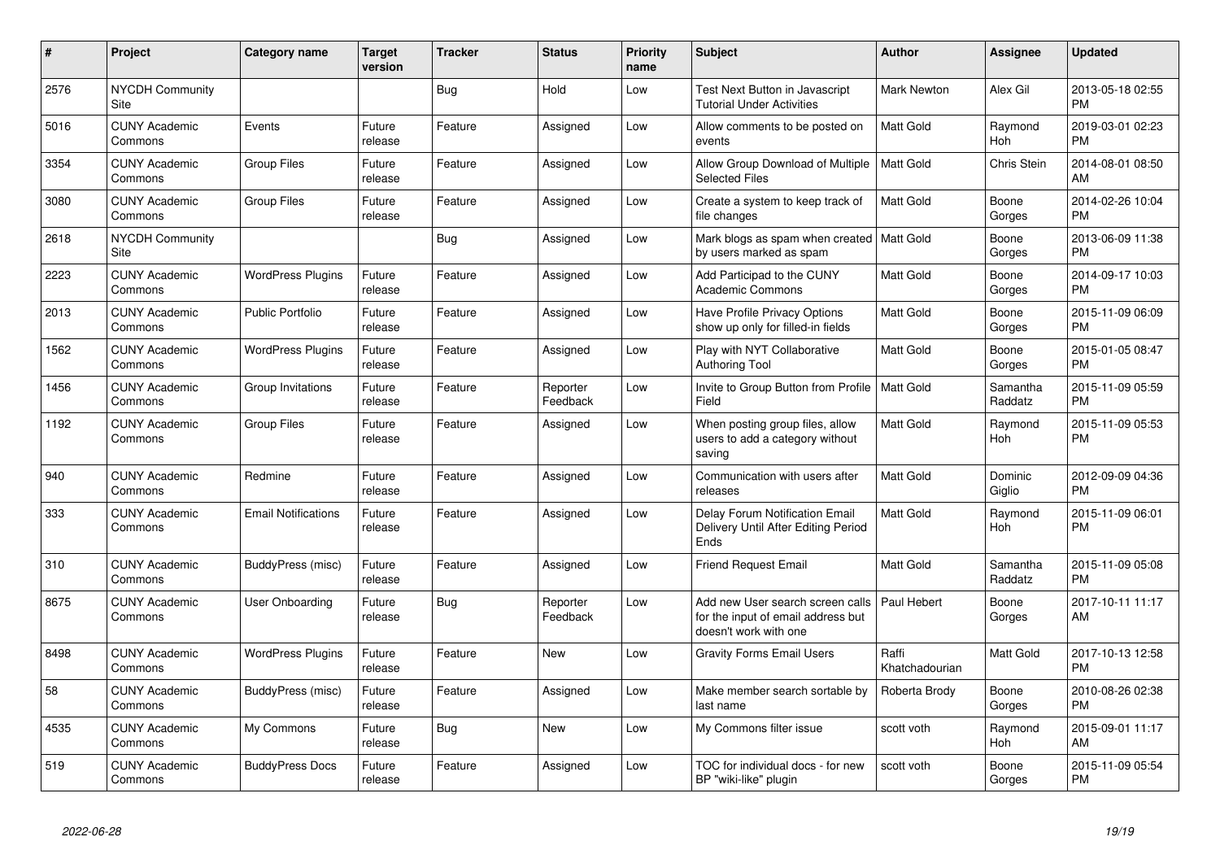| # | Project | Category name | Target version | Tracker | Status | Priority name | Subject | Author | Assignee | Updated |
|---|---|---|---|---|---|---|---|---|---|---|
| 2576 | NYCDH Community Site | | | Bug | Hold | Low | Test Next Button in Javascript Tutorial Under Activities | Mark Newton | Alex Gil | 2013-05-18 02:55 PM |
| 5016 | CUNY Academic Commons | Events | Future release | Feature | Assigned | Low | Allow comments to be posted on events | Matt Gold | Raymond Hoh | 2019-03-01 02:23 PM |
| 3354 | CUNY Academic Commons | Group Files | Future release | Feature | Assigned | Low | Allow Group Download of Multiple Selected Files | Matt Gold | Chris Stein | 2014-08-01 08:50 AM |
| 3080 | CUNY Academic Commons | Group Files | Future release | Feature | Assigned | Low | Create a system to keep track of file changes | Matt Gold | Boone Gorges | 2014-02-26 10:04 PM |
| 2618 | NYCDH Community Site | | | Bug | Assigned | Low | Mark blogs as spam when created by users marked as spam | Matt Gold | Boone Gorges | 2013-06-09 11:38 PM |
| 2223 | CUNY Academic Commons | WordPress Plugins | Future release | Feature | Assigned | Low | Add Participad to the CUNY Academic Commons | Matt Gold | Boone Gorges | 2014-09-17 10:03 PM |
| 2013 | CUNY Academic Commons | Public Portfolio | Future release | Feature | Assigned | Low | Have Profile Privacy Options show up only for filled-in fields | Matt Gold | Boone Gorges | 2015-11-09 06:09 PM |
| 1562 | CUNY Academic Commons | WordPress Plugins | Future release | Feature | Assigned | Low | Play with NYT Collaborative Authoring Tool | Matt Gold | Boone Gorges | 2015-01-05 08:47 PM |
| 1456 | CUNY Academic Commons | Group Invitations | Future release | Feature | Reporter Feedback | Low | Invite to Group Button from Profile Field | Matt Gold | Samantha Raddatz | 2015-11-09 05:59 PM |
| 1192 | CUNY Academic Commons | Group Files | Future release | Feature | Assigned | Low | When posting group files, allow users to add a category without saving | Matt Gold | Raymond Hoh | 2015-11-09 05:53 PM |
| 940 | CUNY Academic Commons | Redmine | Future release | Feature | Assigned | Low | Communication with users after releases | Matt Gold | Dominic Giglio | 2012-09-09 04:36 PM |
| 333 | CUNY Academic Commons | Email Notifications | Future release | Feature | Assigned | Low | Delay Forum Notification Email Delivery Until After Editing Period Ends | Matt Gold | Raymond Hoh | 2015-11-09 06:01 PM |
| 310 | CUNY Academic Commons | BuddyPress (misc) | Future release | Feature | Assigned | Low | Friend Request Email | Matt Gold | Samantha Raddatz | 2015-11-09 05:08 PM |
| 8675 | CUNY Academic Commons | User Onboarding | Future release | Bug | Reporter Feedback | Low | Add new User search screen calls for the input of email address but doesn't work with one | Paul Hebert | Boone Gorges | 2017-10-11 11:17 AM |
| 8498 | CUNY Academic Commons | WordPress Plugins | Future release | Feature | New | Low | Gravity Forms Email Users | Raffi Khatchadourian | Matt Gold | 2017-10-13 12:58 PM |
| 58 | CUNY Academic Commons | BuddyPress (misc) | Future release | Feature | Assigned | Low | Make member search sortable by last name | Roberta Brody | Boone Gorges | 2010-08-26 02:38 PM |
| 4535 | CUNY Academic Commons | My Commons | Future release | Bug | New | Low | My Commons filter issue | scott voth | Raymond Hoh | 2015-09-01 11:17 AM |
| 519 | CUNY Academic Commons | BuddyPress Docs | Future release | Feature | Assigned | Low | TOC for individual docs - for new BP "wiki-like" plugin | scott voth | Boone Gorges | 2015-11-09 05:54 PM |